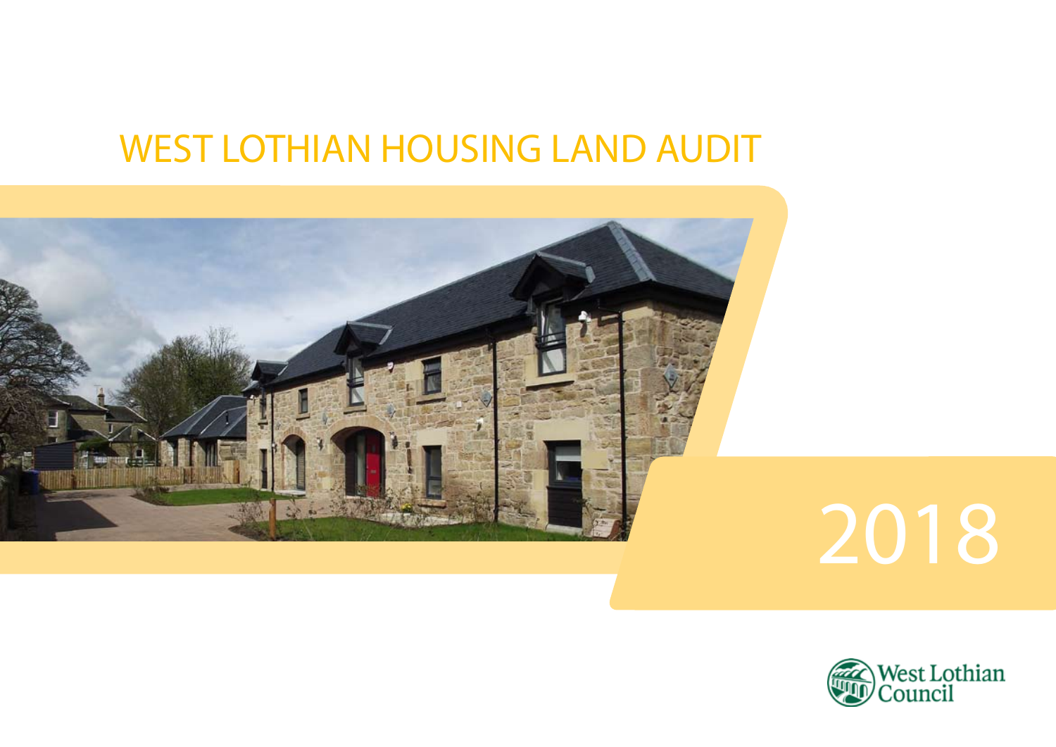# WEST LOTHIAN HOUSING LAND AUDIT

2018

West Lothian Council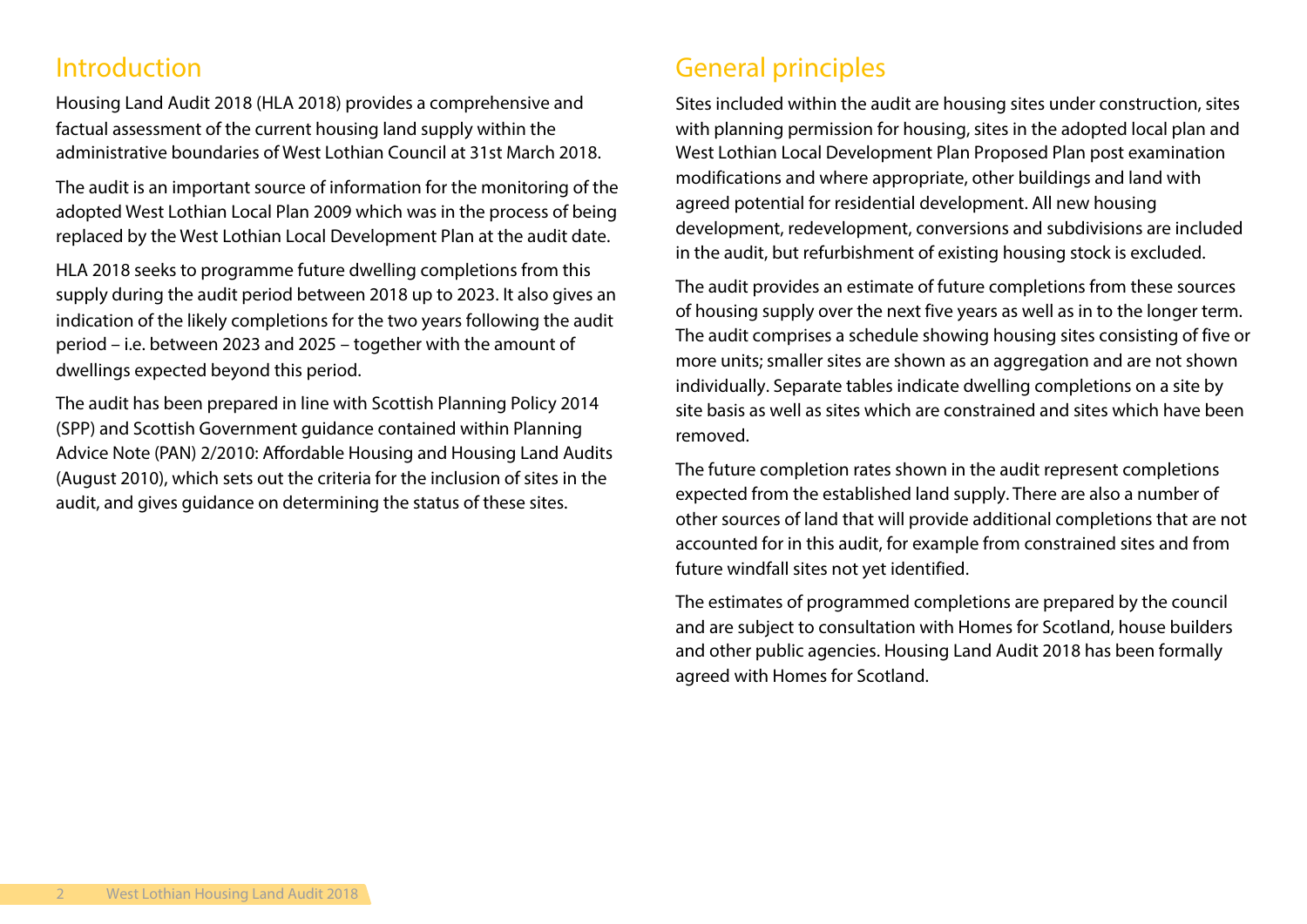## Introduction

Housing Land Audit 2018 (HLA 2018) provides a comprehensive and factual assessment of the current housing land supply within the administrative boundaries of West Lothian Council at 31st March 2018.

The audit is an important source of information for the monitoring of the adopted West Lothian Local Plan 2009 which was in the process of being replaced by the West Lothian Local Development Plan at the audit date.

HLA 2018 seeks to programme future dwelling completions from this supply during the audit period between 2018 up to 2023. It also gives an indication of the likely completions for the two years following the audit period – i.e. between 2023 and 2025 – together with the amount of dwellings expected beyond this period.

The audit has been prepared in line with Scottish Planning Policy 2014 (SPP) and Scottish Government guidance contained within Planning Advice Note (PAN) 2/2010: Affordable Housing and Housing Land Audits (August 2010), which sets out the criteria for the inclusion of sites in the audit, and gives guidance on determining the status of these sites.

## General principles

Sites included within the audit are housing sites under construction, sites with planning permission for housing, sites in the adopted local plan and West Lothian Local Development Plan Proposed Plan post examination modifications and where appropriate, other buildings and land with agreed potential for residential development. All new housing development, redevelopment, conversions and subdivisions are included in the audit, but refurbishment of existing housing stock is excluded.

The audit provides an estimate of future completions from these sources of housing supply over the next five years as well as in to the longer term. The audit comprises a schedule showing housing sites consisting of five or more units; smaller sites are shown as an aggregation and are not shown individually. Separate tables indicate dwelling completions on a site by site basis as well as sites which are constrained and sites which have been removed.

The future completion rates shown in the audit represent completions expected from the established land supply. There are also a number of other sources of land that will provide additional completions that are not accounted for in this audit, for example from constrained sites and from future windfall sites not yet identified.

The estimates of programmed completions are prepared by the council and are subject to consultation with Homes for Scotland, house builders and other public agencies. Housing Land Audit 2018 has been formally agreed with Homes for Scotland.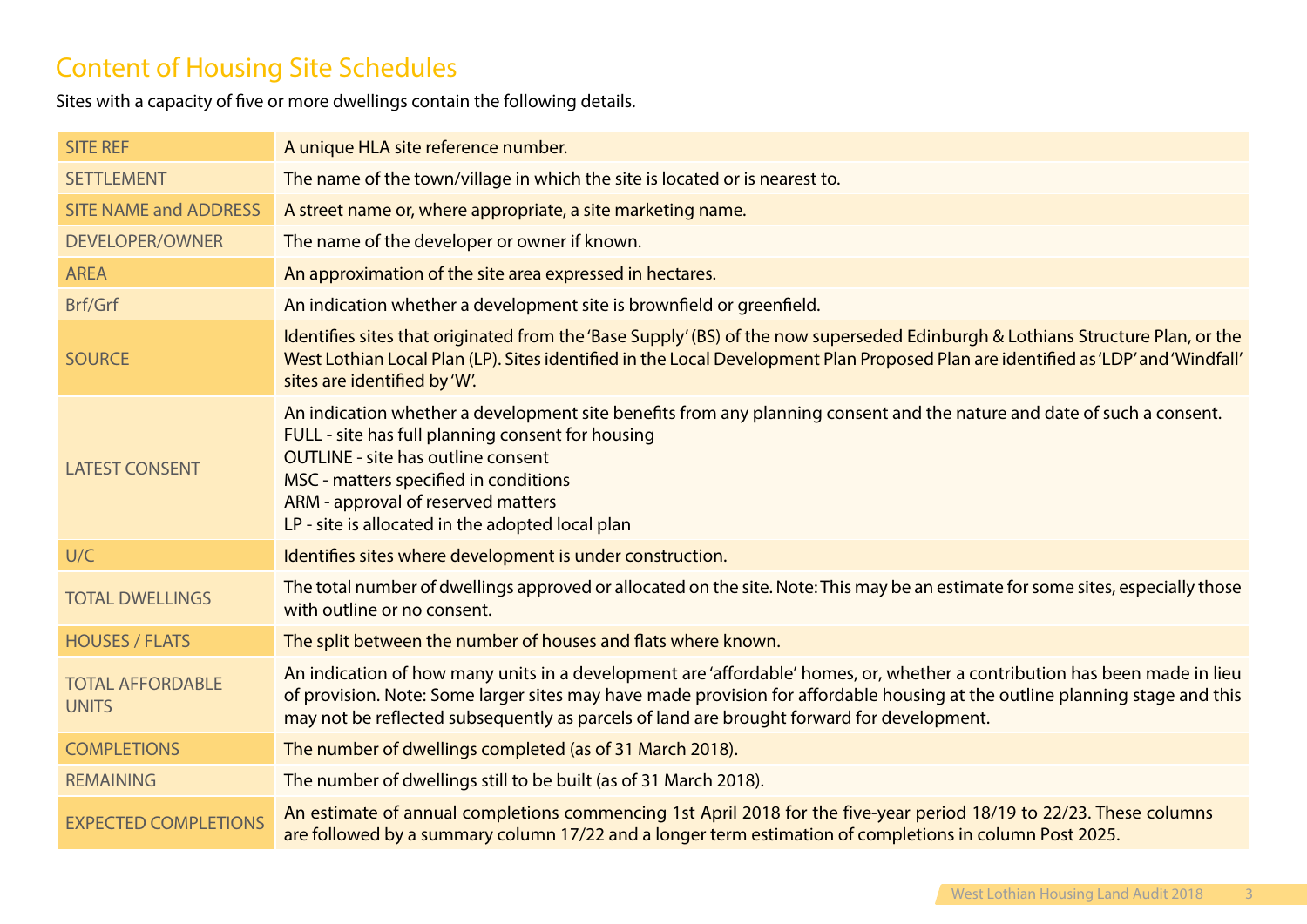## Content of Housing Site Schedules

Sites with a capacity of five or more dwellings contain the following details.

| | |
|---|---|
| SITE REF | A unique HLA site reference number. |
| SETTLEMENT | The name of the town/village in which the site is located or is nearest to. |
| SITE NAME and ADDRESS | A street name or, where appropriate, a site marketing name. |
| DEVELOPER/OWNER | The name of the developer or owner if known. |
| AREA | An approximation of the site area expressed in hectares. |
| Brf/Grf | An indication whether a development site is brownfield or greenfield. |
| SOURCE | Identifies sites that originated from the 'Base Supply' (BS) of the now superseded Edinburgh & Lothians Structure Plan, or the West Lothian Local Plan (LP). Sites identified in the Local Development Plan Proposed Plan are identified as 'LDP' and 'Windfall' sites are identified by 'W'. |
| LATEST CONSENT | An indication whether a development site benefits from any planning consent and the nature and date of such a consent.<br>FULL - site has full planning consent for housing<br>OUTLINE - site has outline consent<br>MSC - matters specified in conditions<br>ARM - approval of reserved matters<br>LP - site is allocated in the adopted local plan |
| U/C | Identifies sites where development is under construction. |
| TOTAL DWELLINGS | The total number of dwellings approved or allocated on the site. Note: This may be an estimate for some sites, especially those with outline or no consent. |
| HOUSES / FLATS | The split between the number of houses and flats where known. |
| TOTAL AFFORDABLE UNITS | An indication of how many units in a development are 'affordable' homes, or, whether a contribution has been made in lieu of provision. Note: Some larger sites may have made provision for affordable housing at the outline planning stage and this may not be reflected subsequently as parcels of land are brought forward for development. |
| COMPLETIONS | The number of dwellings completed (as of 31 March 2018). |
| REMAINING | The number of dwellings still to be built (as of 31 March 2018). |
| EXPECTED COMPLETIONS | An estimate of annual completions commencing 1st April 2018 for the five-year period 18/19 to 22/23. These columns are followed by a summary column 17/22 and a longer term estimation of completions in column Post 2025. |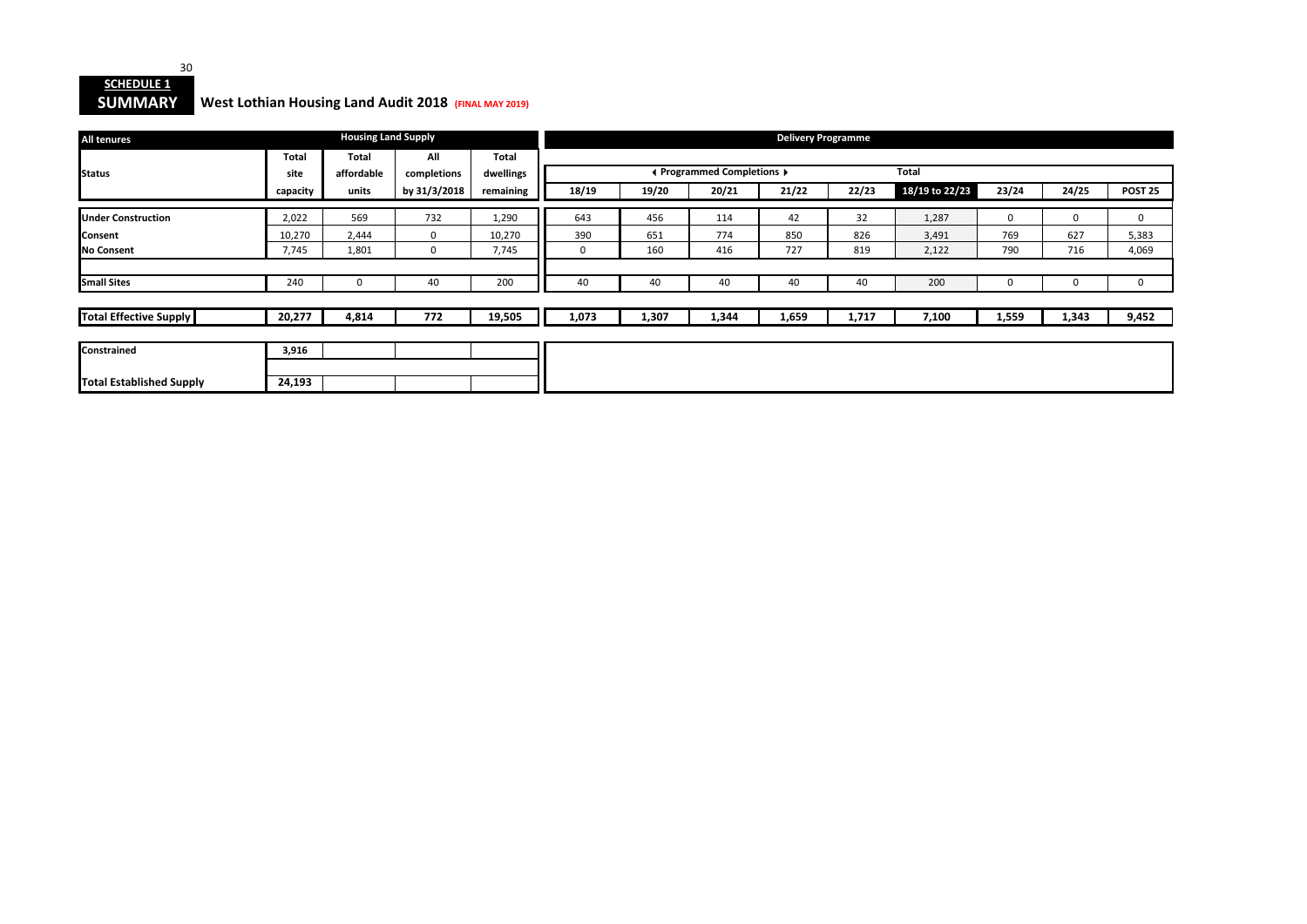**SCHEDULE 1**

**SUMMARY** **West Lothian Housing Land Audit 2018** **(FINAL MAY 2019)**

| All tenures | Housing Land Supply | | | | Delivery Programme | | | | | | | | |
|---|---|---|---|---|---|---|---|---|---|---|---|---|---|
| **Status** | **Total site capacity** | **Total affordable units** | **All completions by 31/3/2018** | **Total dwellings remaining** | ◀ Programmed Completions ▶ | | | | | **Total** | | | |
| | | | | | **18/19** | **19/20** | **20/21** | **21/22** | **22/23** | **18/19 to 22/23** | **23/24** | **24/25** | **POST 25** |
| **Under Construction** | 2,022 | 569 | 732 | 1,290 | 643 | 456 | 114 | 42 | 32 | 1,287 | 0 | 0 | 0 |
| **Consent** | 10,270 | 2,444 | 0 | 10,270 | 390 | 651 | 774 | 850 | 826 | 3,491 | 769 | 627 | 5,383 |
| **No Consent** | 7,745 | 1,801 | 0 | 7,745 | 0 | 160 | 416 | 727 | 819 | 2,122 | 790 | 716 | 4,069 |
| **Small Sites** | 240 | 0 | 40 | 200 | 40 | 40 | 40 | 40 | 40 | 200 | 0 | 0 | 0 |
| **Total Effective Supply** | **20,277** | **4,814** | **772** | **19,505** | **1,073** | **1,307** | **1,344** | **1,659** | **1,717** | **7,100** | **1,559** | **1,343** | **9,452** |
| **Constrained** | **3,916** | | | | | | | | | | | | |
| **Total Established Supply** | **24,193** | | | | | | | | | | | | |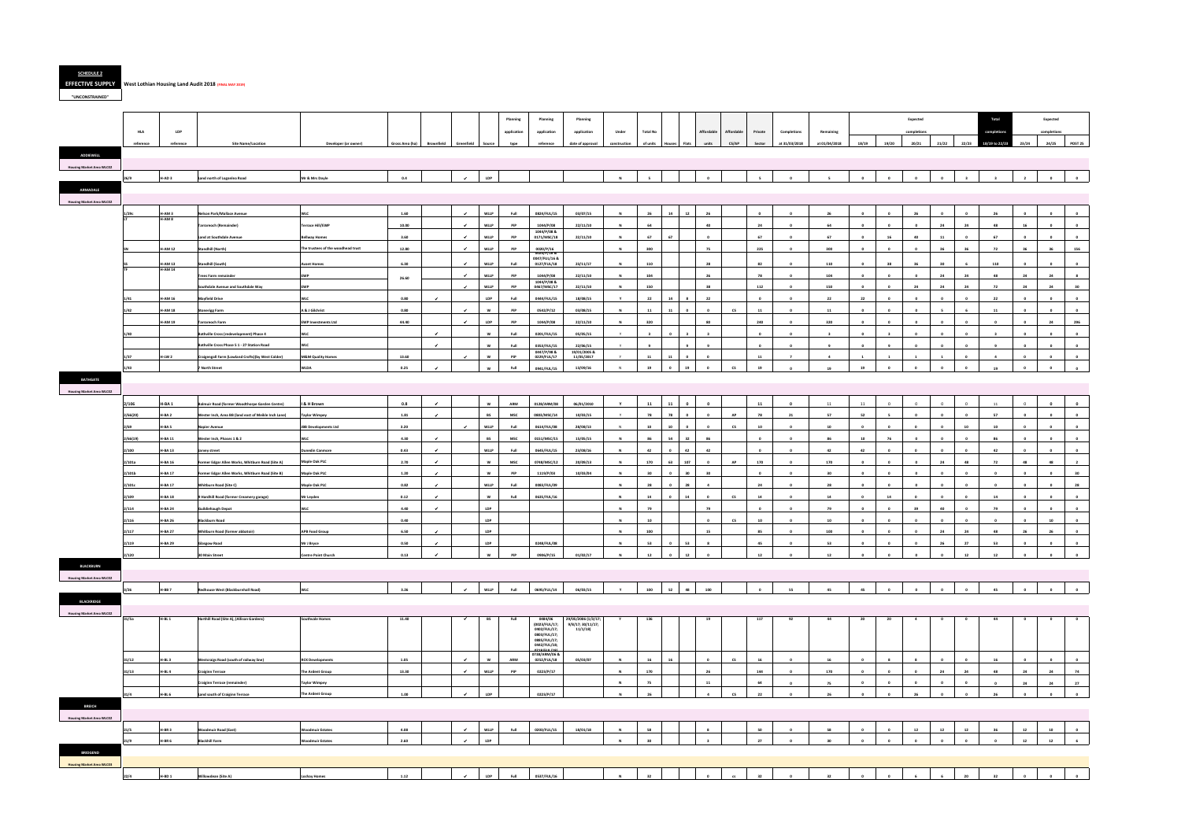**SCHEDULE 2**

**EFFECTIVE SUPPLY** West Lothian Housing Land Audit 2018 (FINAL MAY 2019)

"UNCONSTRAINED"

| HLA reference | LDP reference | Site Name/Location | Developer (or owner) | Gross Area (ha) | Brownfield | Greenfield | Source | Planning application type | Planning application reference | Planning application date of approval | Under construction | Total No of units | Houses | Flats | Affordable units | Affordable CS/AP | Private Sector | Completions at 31/03/2018 | Remaining at 01/04/2018 | 18/19 | 19/20 | 20/21 | 21/22 | 22/23 | Total completions 18/19 to 22/23 | 23/24 | 24/25 | POST 25 |
|---|---|---|---|---|---|---|---|---|---|---|---|---|---|---|---|---|---|---|---|---|---|---|---|---|---|---|---|---|
| **ADDIEWELL** | | | | | | | | | | | | | | | | | | | | | | | | | | | | |
| **Housing Market Area WLC02** | | | | | | | | | | | | | | | | | | | | | | | | | | | | |
| 26/9 | H-AD 3 | Land north of Loganlea Road | Mr & Mrs Doyle | 0.4 | | ✓ | LDP | | | | N | 5 | | | 0 | | 5 | 0 | 5 | 0 | 0 | 0 | 0 | 3 | 3 | 2 | 0 | 0 |
| **ARMADALE** | | | | | | | | | | | | | | | | | | | | | | | | | | | | |
| **Housing Market Area WLC02** | | | | | | | | | | | | | | | | | | | | | | | | | | | | |
| 1/29c | H-AM 3 | Nelson Park/Wallace Avenue | WLC | 1.60 | | ✓ | WLLP | Full | 0829/FUL/15 | 03/07/15 | N | 26 | 14 | 12 | 26 | | 0 | 0 | 26 | 0 | 0 | 26 | 0 | 0 | 26 | 0 | 0 | 0 |
| 1/7 | H-AM 8 | Tarrareoch (Remainder) | Terrace Hill/EWP | 10.00 | | ✓ | WLLP | PIP | 1044/P/08 | 22/11/10 | N | 64 | | | 40 | | 24 | 0 | 64 | 0 | 0 | 0 | 24 | 24 | 48 | 16 | 0 | 0 |
| | | Land at Southdale Avenue | Bellway Homes | 3.60 | | ✓ | WLLP | PIP | 1044/P/08 & 0171/MSC/18 | 22/11/10 | N | 67 | 67 | | 0 | | 67 | 0 | 67 | 0 | 16 | 40 | 11 | 0 | 67 | 0 | 0 | 0 |
| 1/N | H-AM 12 | Standhill (North) | The trustees of the woodhead trust | 12.80 | | ✓ | WLLP | PIP | 0020/P/16 | | N | 300 | | | 75 | | 225 | 0 | 300 | 0 | 0 | 0 | 36 | 36 | 72 | 36 | 36 | 156 |
| 1/S | H-AM 13 | Standhill (South) | Avant Homes | 6.30 | | ✓ | WLLP | Full | 0164/P/16 & 0947/FUL/16 & 0127/FUL/18 | 24/11/17 | N | 110 | | | 28 | | 82 | 0 | 110 | 0 | 38 | 36 | 30 | 6 | 110 | 0 | 0 | 0 |
| 1/T | H-AM 14 | Trees Farm remainder | EWP | 26.60 | | ✓ | WLLP | PIP | 1044/P/08 | 22/11/10 | N | 104 | | | 26 | | 78 | 0 | 104 | 0 | 0 | 0 | 24 | 24 | 48 | 24 | 24 | 8 |
| | | Southdale Avenue and Southdale Way | EWP | | | ✓ | WLLP | PIP | 1044/P/08 & 0467/MSC/17 | 22/11/10 | N | 150 | | | 38 | | 112 | 0 | 150 | 0 | 0 | 24 | 24 | 24 | 72 | 24 | 24 | 30 |
| 1/41 | H-AM 16 | Mayfield Drive | WLC | 0.80 | ✓ | | LDP | Full | 0449/FUL/15 | 18/08/15 | Y | 22 | 14 | 8 | 22 | | 0 | 0 | 22 | 22 | 0 | 0 | 0 | 0 | 22 | 0 | 0 | 0 |
| 1/42 | H-AM 18 | Stoneyrig Farm | A & J Gilchrist | 0.80 | | ✓ | W | PIP | 0543/P/12 | 03/08/15 | N | 11 | 11 | 0 | 0 | CS | 11 | 0 | 11 | 0 | 0 | 0 | 5 | 6 | 11 | 0 | 0 | 0 |
| | H-AM 19 | Tarrareoch Farm | EWP Investments Ltd | 44.40 | | ✓ | LDP | PIP | 1044/P/08 | 22/11/10 | N | 320 | | | 80 | | 240 | 0 | 320 | 0 | 0 | 0 | 0 | 0 | 0 | 0 | 24 | 296 |
| 1/40 | | Bathville Cross (redevelopment) Phase 4 | WLC | | ✓ | | W | Full | 0201/FUL/15 | 05/05/15 | Y | 3 | 0 | 3 | 3 | | 0 | 0 | 3 | 0 | 3 | 0 | 0 | 0 | 3 | 0 | 0 | 0 |
| | | Bathville Cross Phase 5 1 - 27 Station Road | WLC | | ✓ | | W | Full | 0353/FUL/15 | 22/06/15 | Y | 9 | | 9 | 9 | | 0 | 0 | 9 | 0 | 9 | 0 | 0 | 0 | 9 | 0 | 0 | 0 |
| 1/37 | H-LW 2 | Craigengall Farm (Lowland Crofts)(by West Calder) | M&M Quality Homes | 13.60 | | ✓ | W | PIP | 0447/P/08 & 0229/FUL/17 | 19/01/2015 & 11/05/2017 | Y | 11 | 11 | 0 | 0 | | 11 | 7 | 4 | 1 | 1 | 1 | 1 | 0 | 4 | 0 | 0 | 0 |
| 1/43 | | 7 North Street | WLDA | 0.25 | ✓ | | W | Full | 0941/FUL/15 | 13/09/16 | N | 19 | 0 | 19 | 0 | CS | 19 | 0 | 19 | 19 | 0 | 0 | 0 | 0 | 19 | 0 | 0 | 0 |
| **BATHGATE** | | | | | | | | | | | | | | | | | | | | | | | | | | | | |
| **Housing Market Area WLC02** | | | | | | | | | | | | | | | | | | | | | | | | | | | | |
| 2/106 | H-BA 1 | Balmuir Road (former Woodthorpe Garden Centre) | J & H Brown | 0.8 | ✓ | | W | ARM | 0128/ARM/08 | 06/01/2010 | Y | 11 | 11 | 0 | 0 | | 11 | 0 | 11 | 11 | 0 | 0 | 0 | 0 | 11 | 0 | 0 | 0 |
| 2/66(20) | H-BA 2 | Wester Inch, Area 6B (land east of Meikle Inch Lane) | Taylor Wimpey | 1.81 | ✓ | | BS | MSC | 0800/MSC/14 | 10/03/15 | Y | 78 | 78 | 0 | 0 | AP | 78 | 21 | 57 | 52 | 5 | 0 | 0 | 0 | 57 | 0 | 0 | 0 |
| 2/69 | H-BA 5 | Napier Avenue | BBI Developments Ltd | 3.29 | | ✓ | WLLP | Full | 0614/FUL/08 | 28/08/13 | N | 10 | 10 | 0 | 0 | CS | 10 | 0 | 10 | 0 | 0 | 0 | 0 | 10 | 10 | 0 | 0 | 0 |
| 2/66(19) | H-BA 11 | Wester Inch, Phases 1 & 2 | WLC | 4.30 | ✓ | | BS | MSC | 0151/MSC/15 | 15/05/15 | Y | 86 | 54 | 32 | 86 | | 0 | 0 | 86 | 10 | 76 | 0 | 0 | 0 | 86 | 0 | 0 | 0 |
| 2/100 | H-BA 13 | Jarvey street | Dunedin Canmore | 0.43 | ✓ | | WLLP | Full | 0645/FUL/15 | 23/08/16 | N | 42 | 0 | 42 | 42 | | 0 | 0 | 42 | 42 | 0 | 0 | 0 | 0 | 42 | 0 | 0 | 0 |
| 2/101a | H-BA 16 | Former Edgar Allen Works, Whitburn Road (Site A) | Maple Oak PLC | 2.70 | ✓ | | W | MSC | 0748/MSC/12 | 20/09/13 | N | 170 | 63 | 107 | 0 | AP | 170 | 0 | 170 | 0 | 0 | 0 | 24 | 48 | 72 | 48 | 48 | 2 |
| 2/101b | H-BA 17 | Former Edgar Allen Works, Whitburn Road (Site B) | Maple Oak PLC | 1.20 | ✓ | | W | PIP | 1119/P/03 | 10/03/04 | N | 30 | 0 | 30 | 30 | | 0 | 0 | 30 | 0 | 0 | 0 | 0 | 0 | 0 | 0 | 0 | 30 |
| 2/101c | H-BA 17 | Whitburn Road (site C) | Maple Oak PLC | 0.82 | ✓ | | WLLP | Full | 0082/FUL/09 | | N | 28 | 0 | 28 | 4 | | 24 | 0 | 28 | 0 | 0 | 0 | 0 | 0 | 0 | 0 | 0 | 28 |
| 2/109 | H-BA 18 | 9 Hardhill Road (former Creamery garage) | Mr Leyden | 0.12 | ✓ | | W | Full | 0635/FUL/16 | | N | 14 | 0 | 14 | 0 | CS | 14 | 0 | 14 | 0 | 14 | 0 | 0 | 0 | 14 | 0 | 0 | 0 |
| 2/114 | H-BA 24 | Guildiehaugh Depot | WLC | 4.40 | ✓ | | LDP | | | | N | 79 | | | 79 | | 0 | 0 | 79 | 0 | 0 | 39 | 40 | 0 | 79 | 0 | 0 | 0 |
| 2/116 | H-BA 26 | Blackburn Road | | 0.40 | | | LDP | | | | N | 10 | | | 0 | CS | 10 | 0 | 10 | 0 | 0 | 0 | 0 | 0 | 0 | 0 | 10 | 0 |
| 2/117 | H-BA 27 | Whitburn Road (former abbatoir) | APB Food Group | 6.50 | ✓ | | LDP | | | | N | 100 | | | 15 | | 85 | 0 | 100 | 0 | 0 | 0 | 24 | 24 | 48 | 26 | 26 | 0 |
| 2/119 | H-BA 29 | Glasgow Road | Mr J Bryce | 0.50 | ✓ | | LDP | | 0248/FUL/08 | | N | 53 | 0 | 53 | 8 | | 45 | 0 | 53 | 0 | 0 | 0 | 26 | 27 | 53 | 0 | 0 | 0 |
| 2/120 | | 30 Main Street | Centre Point Church | 0.13 | ✓ | | W | PIP | 0906/P/15 | 01/02/17 | N | 12 | 0 | 12 | 0 | | 12 | 0 | 12 | 0 | 0 | 0 | 0 | 12 | 12 | 0 | 0 | 0 |
| **BLACKBURN** | | | | | | | | | | | | | | | | | | | | | | | | | | | | |
| **Housing Market Area WLC02** | | | | | | | | | | | | | | | | | | | | | | | | | | | | |
| 3/26 | H-BB 7 | Redhouse West (Blackburnhall Road) | WLC | 3.26 | | ✓ | WLLP | Full | 0695/FUL/14 | 06/03/15 | Y | 100 | 52 | 48 | 100 | | 0 | 55 | 45 | 45 | 0 | 0 | 0 | 0 | 45 | 0 | 0 | 0 |
| **BLACKRIDGE** | | | | | | | | | | | | | | | | | | | | | | | | | | | | |
| **Housing Market Area WLC02** | | | | | | | | | | | | | | | | | | | | | | | | | | | | |
| 31/1a | H-BL 1 | Harthill Road (Site A), (Allison Gardens) | Southvale Homes | 11.40 | | ✓ | BS | Full | 0484/06 (0024/FUL/17, 0402/FUL/17, 0803/FUL/17, 0885/FUL/17, 0462/FUL/18, 0710/FUL/16) | 29/05/2006 (1/3/17; 9/6/17; 30/11/17; 11/1/18) | Y | 136 | | | 19 | | 117 | 92 | 44 | 20 | 20 | 4 | 0 | 0 | 44 | 0 | 0 | 0 |
| 31/12 | H-BL 3 | Westcraigs Road (south of railway line) | RCK Developments | 1.05 | | ✓ | W | ARM | 0738/ARM/06 & 0232/FUL/18 | 05/03/07 | N | 16 | 16 | | 0 | CS | 16 | 0 | 16 | 0 | 8 | 8 | 0 | 0 | 16 | 0 | 0 | 0 |
| 31/13 | H-BL 4 | Craigree Terrace | The Ardent Group | 13.30 | | ✓ | WLLP | PIP | 0223/P/17 | | N | 170 | | | 26 | | 144 | 0 | 170 | 0 | 0 | 0 | 24 | 24 | 48 | 24 | 24 | 74 |
| | | Craigree Terrace (remainder) | The Ardent Group | | | | | | | | N | 75 | | | 11 | | 64 | 0 | 75 | 0 | 0 | 0 | 0 | 0 | 0 | 24 | 24 | 27 |
| 31/4 | H-BL 6 | Land south of Craigree Terrace | The Ardent Group | 1.00 | | ✓ | LDP | | 0223/P/17 | | N | 26 | | | 4 | CS | 22 | 0 | 26 | 0 | 0 | 26 | 0 | 0 | 26 | 0 | 0 | 0 |
| **BREICH** | | | | | | | | | | | | | | | | | | | | | | | | | | | | |
| **Housing Market Area WLC02** | | | | | | | | | | | | | | | | | | | | | | | | | | | | |
| 21/3 | H-BR 3 | Woodmuir Road (East) | Woodmuir Estates | 4.00 | | ✓ | WLLP | Full | 0203/FUL/15 | 18/01/18 | N | 58 | | | 8 | | 50 | 0 | 58 | 0 | 0 | 12 | 12 | 12 | 36 | 12 | 10 | 0 |
| 21/9 | H-BR 6 | Blackhill Farm | Woodmuir Estates | 2.60 | | ✓ | LDP | | | | N | 30 | | | 3 | | 27 | 0 | 30 | 0 | 0 | 0 | 0 | 0 | 0 | 12 | 12 | 6 |
| **BRIDGEND** | | | | | | | | | | | | | | | | | | | | | | | | | | | | |
| **Housing Market Area WLC03** | | | | | | | | | | | | | | | | | | | | | | | | | | | | |
| 22/4 | H-BD 1 | Willowdean (Site A) | Lochay Homes | 1.12 | | ✓ | LDP | Full | 0537/FUL/16 | | N | 32 | | | 0 | cs | 32 | 0 | 32 | 0 | 0 | 6 | 6 | 20 | 32 | 0 | 0 | 0 |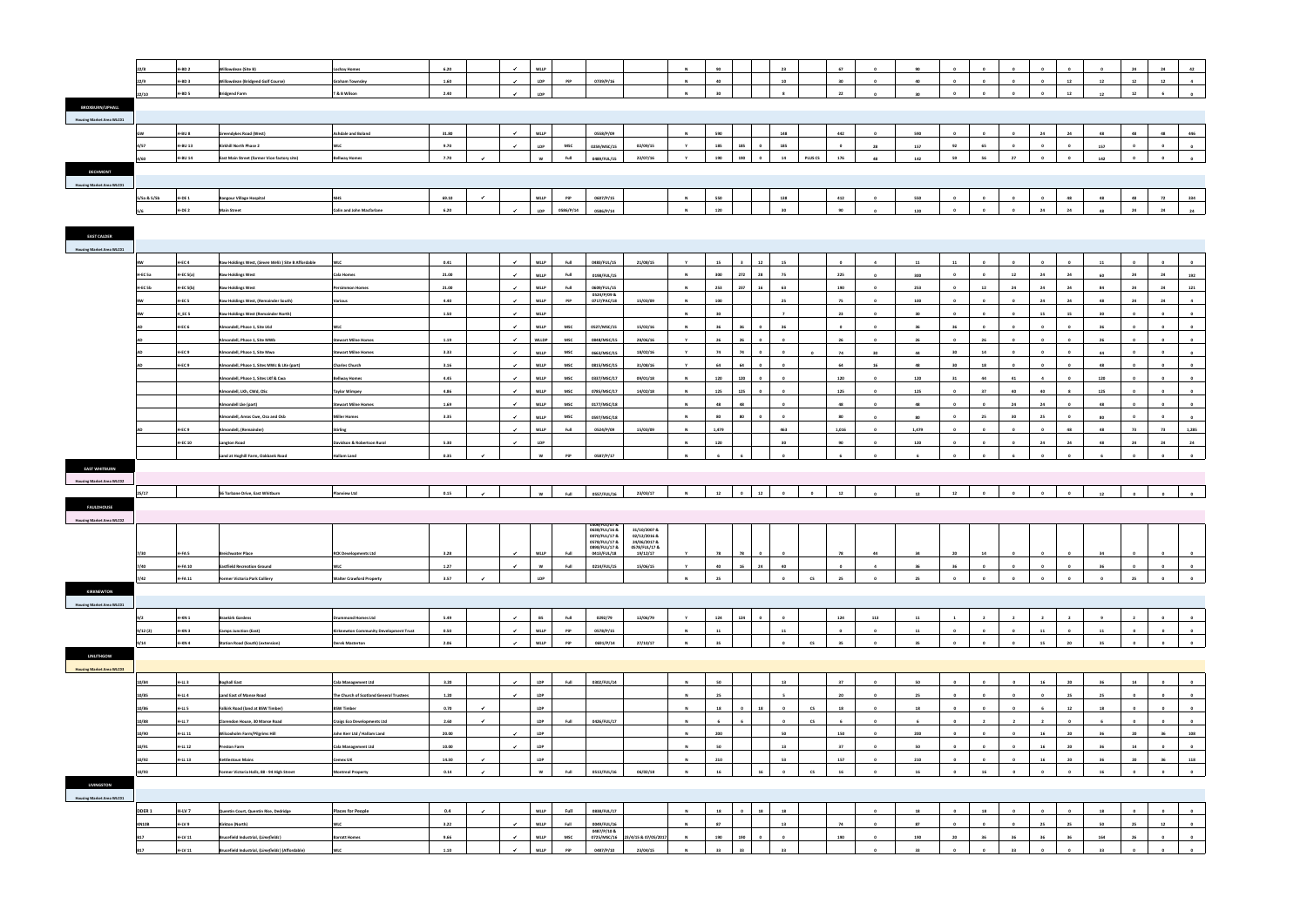| | | | | | | | | | | | | | | | | | | | | | | | | | | | | |
|---|---|---|---|---|---|---|---|---|---|---|---|---|---|---|---|---|---|---|---|---|---|---|---|---|---|---|---|---|
| 22/8 | H-BO 2 | Willowdean (Site 8) | Lochay Homes | 6.20 | | ✓ | WLLP | | | | N | 90 | | | 23 | | 67 | 0 | 90 | 0 | 0 | 0 | 0 | 0 | 0 | 24 | 24 | 42 |
| 22/9 | H-BO 3 | Willowdean (Bridgend Golf Course) | Graham Townsley | 1.60 | | ✓ | LDP | PIP | 0739/P/16 | | N | 40 | | | 10 | | 30 | 0 | 40 | 0 | 0 | 0 | 0 | 12 | 12 | 12 | 12 | 4 |
| 22/10 | H-BO 5 | Bridgend Farm | T & B Wilson | 2.40 | | ✓ | LDP | | | | N | 30 | | | 8 | | 22 | 0 | 30 | 0 | 0 | 0 | 0 | 12 | 12 | 12 | 6 | 0 |
| **BROXBURN/UPHALL** | | | | | | | | | | | | | | | | | | | | | | | | | | | | |
| **Housing Market Area WLC01** | | | | | | | | | | | | | | | | | | | | | | | | | | | | |
| G3E | H-BU 8 | Greendykes Road (West) | Ashdale and Boland | 31.80 | | ✓ | WLLP | | 0558/P/09 | | N | 590 | | | 148 | | 442 | 0 | 590 | 0 | 0 | 0 | 24 | 24 | 48 | 48 | 48 | 446 |
| 8/57 | H-BU 13 | Kirkhill North Phase 2 | WLC | 9.70 | | ✓ | LDP | MSC | 0234/MSC/15 | 02/09/15 | Y | 185 | 185 | 0 | 185 | | 0 | 28 | 157 | 92 | 65 | 0 | 0 | 0 | 157 | 0 | 0 | 0 |
| 8/60 | H-BU 14 | East Main Street (former Vion factory site) | Bellway Homes | 7.70 | ✓ | | W | Full | 0489/FUL/15 | 22/07/16 | Y | 190 | 190 | 0 | 14 | PLUS CS | 176 | 48 | 142 | 59 | 56 | 27 | 0 | 0 | 142 | 0 | 0 | 0 |
| **DECHMONT** | | | | | | | | | | | | | | | | | | | | | | | | | | | | |
| **Housing Market Area WLC01** | | | | | | | | | | | | | | | | | | | | | | | | | | | | |
| 5/5a & 5/5b | H-DE 1 | Bangour Village Hospital | NHS | 69.10 | ✓ | | WLLP | PIP | 0607/P/15 | | N | 550 | | | 138 | | 412 | 0 | 550 | 0 | 0 | 0 | 0 | 48 | 48 | 48 | 72 | 334 |
| 5/6 | H-DE 2 | Main Street | Colin and John Macfarlane | 6.20 | | ✓ | LDP | 0586/P/14 | 0586/P/14 | | N | 120 | | | 30 | | 90 | 0 | 120 | 0 | 0 | 0 | 24 | 24 | 48 | 24 | 24 | 24 |
| **EAST CALDER** | | | | | | | | | | | | | | | | | | | | | | | | | | | | |
| **Housing Market Area WLC01** | | | | | | | | | | | | | | | | | | | | | | | | | | | | |
| RW | H-EC 4 | Raw Holdings West, (Seven Wells) Site B Affordable | WLC | 0.41 | | ✓ | WLLP | Full | 0483/FUL/15 | 21/08/15 | Y | 15 | 3 | 12 | 15 | | 0 | 4 | 11 | 11 | 0 | 0 | 0 | 0 | 11 | 0 | 0 | 0 |
| H-EC 5a | H-EC 5(a) | Raw Holdings West | Cala Homes | 21.00 | | ✓ | WLLP | Full | 0198/FUL/15 | | N | 300 | 272 | 28 | 75 | | 225 | 0 | 300 | 0 | 0 | 12 | 24 | 24 | 60 | 24 | 24 | 192 |
| H-EC 5b | H-EC 5(b) | Raw Holdings West | Persimmon Homes | 21.00 | | ✓ | WLLP | Full | 0609/FUL/15 | | N | 253 | 237 | 16 | 63 | | 190 | 0 | 253 | 0 | 12 | 24 | 24 | 24 | 84 | 24 | 24 | 121 |
| RW | H-EC 5 | Raw Holdings West, (Remainder South) | Various | 4.40 | | ✓ | WLLP | PIP | 0523/P/09 & 0717/PAC/18 | 15/03/09 | N | 100 | | | 25 | | 75 | 0 | 100 | 0 | 0 | 0 | 24 | 24 | 48 | 24 | 24 | 4 |
| RW | H_EC 5 | Raw Holdings West (Remainder North) | | 1.50 | | ✓ | WLLP | | | | N | 30 | | | 7 | | 23 | 0 | 30 | 0 | 0 | 0 | 15 | 15 | 30 | 0 | 0 | 0 |
| AD | H-EC 6 | Almondell, Phase 1, Site Ud | WLC | | | ✓ | WLLP | MSC | 0527/MSC/15 | 15/03/16 | N | 36 | 36 | 0 | 36 | | 0 | 0 | 36 | 36 | 0 | 0 | 0 | 0 | 36 | 0 | 0 | 0 |
| AD | | Almondell, Phase 1, Site MWb | Stewart Milne Homes | 1.19 | | ✓ | WLLDP | MSC | 0848/MSC/15 | 28/06/16 | Y | 26 | 26 | 0 | 0 | | 26 | 0 | 26 | 0 | 26 | 0 | 0 | 0 | 26 | 0 | 0 | 0 |
| AD | H-EC 9 | Almondell, Phase 1, Site Mwa | Stewart Milne Homes | 3.33 | | ✓ | WLLP | MSC | 0663/MSC/15 | 28/06/16 | Y | 74 | 74 | 0 | 0 | 0 | 74 | 30 | 44 | 30 | 14 | 0 | 0 | 0 | 44 | 0 | 0 | 0 |
| AD | H-EC 9 | Almondell, Phase 1, Sites MWc & Ud (part) | Charles Church | 3.16 | | ✓ | WLLP | MSC | 0815/MSC/15 | 31/08/16 | Y | 64 | 64 | 0 | 0 | | 64 | 16 | 48 | 30 | 18 | 0 | 0 | 0 | 48 | 0 | 0 | 0 |
| | | Almondell, Phase 1, Site Ldf & Cwe | Bellway Homes | 4.45 | | ✓ | WLLP | MSC | 0377/MSC/17 | 09/01/18 | N | 120 | 120 | 0 | 0 | | 120 | 0 | 120 | 31 | 44 | 41 | 4 | 0 | 120 | 0 | 0 | 0 |
| | | Almondell, Ldh, Cwd, Obc | Taylor Wimpey | 4.86 | | ✓ | WLLP | MSC | 0783/MSC/17 | 14/02/18 | N | 125 | 125 | 0 | 0 | | 125 | 0 | 125 | 0 | 37 | 40 | 40 | 8 | 125 | 0 | 0 | 0 |
| | | Almondell Lbe (part) | Stewart Milne Homes | 1.69 | | ✓ | WLLP | MSC | 0177/MSC/18 | | N | 48 | 48 | | 0 | | 48 | 0 | 48 | 0 | 0 | 24 | 24 | 0 | 48 | 0 | 0 | 0 |
| | | Almondell, Areas Cwe, Oca and Ocb | Miller Homes | 3.35 | | ✓ | WLLP | MSC | 0307/MSC/18 | | N | 80 | 80 | 0 | 0 | | 80 | 0 | 80 | 0 | 25 | 30 | 25 | 0 | 80 | 0 | 0 | 0 |
| AD | H-EC 9 | Almondell, (Remainder) | Stirling | | | ✓ | WLLP | Full | 0520/P/09 | 15/03/09 | N | 1,479 | | | 463 | | 1,016 | 0 | 1,479 | 0 | 0 | 0 | 0 | 48 | 48 | 73 | 73 | 1,285 |
| | H-EC 10 | Langton Road | Davidson & Robertson Rural | 5.30 | | ✓ | LDP | | | | N | 120 | | | 30 | | 90 | 0 | 120 | 0 | 0 | 0 | 24 | 24 | 48 | 24 | 24 | 24 |
| | | Land at Hoghill Farm, Oakbank Road | Hallam Land | 0.35 | ✓ | | W | PIP | 0587/P/17 | | N | 6 | 6 | | 0 | | 6 | 0 | 6 | 0 | 0 | 6 | 0 | 0 | 6 | 0 | 0 | 0 |
| **EAST WHITBURN** | | | | | | | | | | | | | | | | | | | | | | | | | | | | |
| **Housing Market Area WLC02** | | | | | | | | | | | | | | | | | | | | | | | | | | | | |
| 25/17 | | 56 Torbane Drive, East Whitburn | Planview Ltd | 0.15 | ✓ | | W | Full | 0557/FUL/16 | 23/03/17 | N | 12 | 0 | 12 | 0 | 0 | 12 | 0 | 12 | 12 | 0 | 0 | 0 | 0 | 12 | 0 | 0 | 0 |
| **FAULDHOUSE** | | | | | | | | | | | | | | | | | | | | | | | | | | | | |
| **Housing Market Area WLC02** | | | | | | | | | | | | | | | | | | | | | | | | | | | | |
| 7/30 | H-FA 5 | Breichwater Place | RCK Developments Ltd | 3.28 | | ✓ | WLLP | Full | 0608/FUL/16 & 0370/FUL/17 & 0578/FUL/17 & 0898/FUL/17 & 0413/FUL/18 | 31/10/2007 & 02/12/2016 & 24/06/2017 & 0578/FUL/17 & 19/12/17 | Y | 78 | 78 | 0 | 0 | | 78 | 44 | 34 | 20 | 14 | 0 | 0 | 0 | 34 | 0 | 0 | 0 |
| 7/40 | H-FA 10 | Eastfield Recreation Ground | WLC | 1.27 | | ✓ | W | Full | 0219/FUL/15 | 15/06/15 | Y | 40 | 16 | 24 | 40 | | 0 | 4 | 36 | 36 | 0 | 0 | 0 | 0 | 36 | 0 | 0 | 0 |
| 7/42 | H-FA 11 | Former Victoria Park Colliery | Walter Crawford Property | 3.57 | ✓ | | LDP | | | | N | 25 | | | 0 | CS | 25 | 0 | 25 | 0 | 0 | 0 | 0 | 0 | 0 | 25 | 0 | 0 |
| **KIRKNEWTON** | | | | | | | | | | | | | | | | | | | | | | | | | | | | |
| **Housing Market Area WLC01** | | | | | | | | | | | | | | | | | | | | | | | | | | | | |
| 9/2 | H-KN 1 | Braekirk Gardens | Drummond Homes Ltd | 5.49 | | ✓ | BS | Full | 0292/79 | 12/06/79 | Y | 124 | 124 | 0 | 0 | | 124 | 113 | 11 | 1 | 2 | 2 | 2 | 2 | 9 | 2 | 0 | 0 |
| 9/12 (2) | H-KN 3 | Camps Junction (East) | Kirknewton Community Development Trust | 0.50 | | ✓ | WLLP | PIP | 0579/P/15 | | N | 11 | | | 11 | | 0 | 0 | 11 | 0 | 0 | 0 | 11 | 0 | 11 | 0 | 0 | 0 |
| 9/14 | H-KN 4 | Station Road (South) (extension) | Derek Masterton | 2.06 | | ✓ | WLLP | PIP | 0601/P/14 | 27/10/17 | N | 35 | | | 0 | CS | 35 | 0 | 35 | 0 | 0 | 0 | 15 | 20 | 35 | 0 | 0 | 0 |
| **LINLITHGOW** | | | | | | | | | | | | | | | | | | | | | | | | | | | | |
| **Housing Market Area WLC03** | | | | | | | | | | | | | | | | | | | | | | | | | | | | |
| 10/84 | H-LL 3 | Boghall East | Cala Management Ltd | 3.20 | | ✓ | LDP | Full | 0402/FUL/14 | | N | 50 | | | 13 | | 37 | 0 | 50 | 0 | 0 | 0 | 16 | 20 | 36 | 14 | 0 | 0 |
| 10/85 | H-LL 4 | Land East of Manse Road | The Church of Scotland General Trustees | 1.20 | | ✓ | LDP | | | | N | 25 | | | 5 | | 20 | 0 | 25 | 0 | 0 | 0 | 0 | 25 | 25 | 0 | 0 | 0 |
| 10/86 | H-LL 5 | Falkirk Road (land at BSW Timber) | BSW Timber | 0.70 | ✓ | | LDP | | | | N | 18 | 0 | 18 | 0 | CS | 18 | 0 | 18 | 0 | 0 | 0 | 6 | 12 | 18 | 0 | 0 | 0 |
| 10/88 | H-LL 7 | Clarendon House, 30 Manse Road | Craigs Eco Developments Ltd | 2.60 | ✓ | | LDP | Full | 0426/FUL/17 | | N | 6 | 6 | | 0 | CS | 6 | 0 | 6 | 0 | 2 | 2 | 2 | 0 | 6 | 0 | 0 | 0 |
| 10/90 | H-LL 11 | Wilcoxholm Farm/Pilgrims Hill | John Kerr Ltd / Hallam Land | 20.00 | | ✓ | LDP | | | | N | 200 | | | 50 | | 150 | 0 | 200 | 0 | 0 | 0 | 16 | 20 | 36 | 20 | 36 | 108 |
| 10/91 | H-LL 12 | Preston Farm | Cala Management Ltd | 10.00 | | ✓ | LDP | | | | N | 50 | | | 13 | | 37 | 0 | 50 | 0 | 0 | 0 | 16 | 20 | 36 | 14 | 0 | 0 |
| 10/92 | H-LL 13 | Kettlestoun Mains | Gennis UK | 14.50 | ✓ | | LDP | | | | N | 210 | | | 53 | | 157 | 0 | 210 | 0 | 0 | 0 | 16 | 20 | 36 | 20 | 36 | 118 |
| 10/93 | | Former Victoria Halls, 88 - 94 High Street | Montreal Property | 0.14 | ✓ | | W | Full | 0513/FUL/16 | 06/02/18 | N | 16 | | 16 | 0 | CS | 16 | 0 | 16 | 0 | 16 | 0 | 0 | 0 | 16 | 0 | 0 | 0 |
| **LIVINGSTON** | | | | | | | | | | | | | | | | | | | | | | | | | | | | |
| **Housing Market Area WLC01** | | | | | | | | | | | | | | | | | | | | | | | | | | | | |
| DDER 1 | H-LV 7 | Quentin Court, Quentin Rise, Dedridge | Places for People | 0.4 | ✓ | | WLLP | Full | 0838/FUL/17 | | N | 18 | 0 | 18 | 18 | | | 0 | 18 | 0 | 18 | 0 | 0 | 0 | 18 | 0 | 0 | 0 |
| KN10B | H-LV 9 | Kirkton (North) | WLC | 3.22 | | ✓ | WLLP | Full | 0049/FUL/16 | | N | 87 | | | 13 | | 74 | 0 | 87 | 0 | 0 | 0 | 25 | 25 | 50 | 25 | 12 | 0 |
| BL7 | H-LV 11 | Brucefield Industrial, (Linnefields) | Barratt Homes | 9.66 | | ✓ | WLLP | MSC | 0487/P/10 & 0725/MSC/16 | 23/4/15 & 07/03/2017 | N | 190 | 190 | 0 | 0 | | 190 | 0 | 190 | 20 | 36 | 36 | 36 | 36 | 164 | 26 | 0 | 0 |
| BL7 | H-LV 11 | Brucefield Industrial, (Linnefields) (Affordable) | WLC | 1.10 | | ✓ | WLLP | PIP | 0487/P/10 | 24/04/15 | N | 33 | 33 | | 33 | | | 0 | 33 | 0 | 0 | 33 | 0 | 0 | 33 | 0 | 0 | 0 |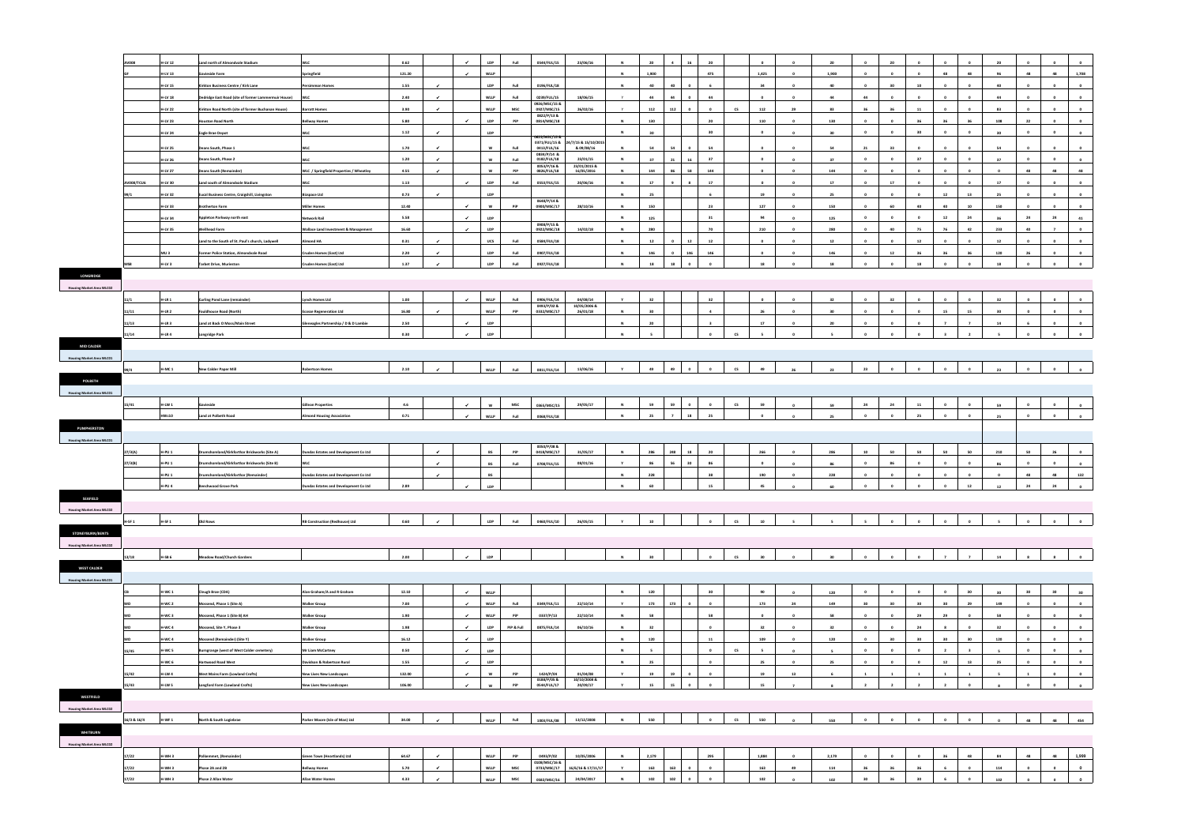| | | | | | | | | | | | | | | | | | | | | | | | | | | | | | |
|---|---|---|---|---|---|---|---|---|---|---|---|---|---|---|---|---|---|---|---|---|---|---|---|---|---|---|---|---|---|
| AV008 | H-LV 12 | Land north of Almondvale Stadium | WLC | 0.62 | | ✓ | LDP | Full | 0544/FUL/15 | 23/06/16 | N | 20 | 4 | 16 | 20 | | 0 | 0 | 20 | 0 | 20 | 0 | 0 | 0 | 0 | 20 | 0 | 0 | 0 |
| GF | H-LV 13 | Gavieside Farm | Springfield | 121.20 | | ✓ | WLLP | | | | N | 1,900 | | | 475 | | 1,425 | 0 | 1,900 | 0 | 0 | 0 | 48 | 48 | | 96 | 48 | 48 | 1,708 |
| | H-LV 15 | Kirkton Business Centre / Kirk Lane | Persimmon Homes | 1.55 | ✓ | | LDP | Full | 0196/FUL/18 | | N | 40 | 40 | 0 | 6 | | 34 | 0 | 40 | 0 | 30 | 10 | 0 | 0 | 0 | 40 | 0 | 0 | 0 |
| | H-LV 18 | Dedridge East Road (site of former Lammermuir House) | WLC | 2.40 | ✓ | | WLLP | Full | 0239/FUL/15 | 18/06/15 | Y | 44 | 44 | 0 | 44 | | 0 | 0 | 44 | 44 | 0 | 0 | 0 | 0 | 0 | 44 | 0 | 0 | 0 |
| | H-LV 22 | Kirkton Road North (site of former Buchanan House) | Barratt Homes | 3.90 | ✓ | | WLLP | MSC | 0926/MSC/15 & 0927/MSC/15 | 26/02/16 | Y | 112 | 112 | 0 | 0 | CS | 112 | 29 | 83 | 36 | 36 | 11 | 0 | 0 | 0 | 83 | 0 | 0 | 0 |
| | H-LV 23 | Houston Road North | Bellway Homes | 5.80 | | ✓ | LDP | PIP | 0822/P/13 & 0814/MSC/18 | | N | 130 | | | 20 | | 110 | 0 | 130 | 0 | 0 | 36 | 36 | 36 | | 108 | 22 | 0 | 0 |
| | H-LV 24 | Eagle Brae Depot | WLC | 1.12 | ✓ | | LDP | | | | N | 30 | | | 30 | | 0 | 0 | 30 | 0 | 0 | 30 | 0 | 0 | | 30 | 0 | 0 | 0 |
| | H-LV 25 | Deans South, Phase 1 | WLC | 1.70 | ✓ | | W | Full | 0631/MSC/15 & 0371/FUL/15 & 0413/FUL/16 | 24/7/15 & 15/10/2015 & 09/08/16 | N | 54 | 54 | 0 | 54 | | 0 | 0 | 54 | 21 | 33 | 0 | 0 | 0 | 0 | 54 | 0 | 0 | 0 |
| | H-LV 26 | Deans South, Phase 2 | WLC | 1.20 | ✓ | | W | Full | 0834/P/15 & 0182/FUL/18 | 23/01/15 | N | 37 | 21 | 16 | 37 | | 0 | 0 | 37 | 0 | 0 | 37 | 0 | 0 | 0 | 37 | 0 | 0 | 0 |
| | H-LV 27 | Deans South (Remainder) | WLC / Springfield Properties / Wheatley | 4.55 | ✓ | | W | PIP | 0834/P/16 & 0826/FUL/18 | 23/01/2015 & 16/05/2016 | N | 144 | 86 | 58 | 144 | | 0 | 0 | 144 | 0 | 0 | 0 | 0 | 0 | 0 | 0 | 48 | 48 | 48 |
| AV008/TCU6 | H-LV 30 | Land south of Almondvale Stadium | WLC | 1.13 | | ✓ | LDP | Full | 0563/FUL/15 | 23/06/16 | N | 17 | 9 | 8 | 17 | | 0 | 0 | 17 | 0 | 17 | 0 | 0 | 0 | 0 | 17 | 0 | 0 | 0 |
| HH/1 | H-LV 32 | Lucol Business Centre, Craigshill, Livingston | Bizspace Ltd | 9.74 | ✓ | | LDP | | | | N | 25 | | | 6 | | 19 | 0 | 25 | 0 | 0 | 0 | 0 | 12 | 13 | 25 | 0 | 0 | 0 |
| | H-LV 33 | Brotherton Farm | Miller Homes | 12.40 | | ✓ | W | PIP | 0648/P/14 & 0903/MSC/17 | 28/10/16 | N | 150 | | | 23 | | 127 | 0 | 150 | 0 | 60 | 40 | 40 | 10 | | 150 | 0 | 0 | 0 |
| | H-LV 34 | Appleton Parkway north east | Network Rail | 5.58 | | ✓ | LDP | | | | N | 125 | | | 31 | | 94 | 0 | 125 | 0 | 0 | 0 | 12 | 24 | | 36 | 24 | 24 | 41 |
| | H-LV 35 | Wellhead Farm | Wallace Land Investment & Management | 16.60 | | ✓ | LDP | | | | N | 280 | | | 70 | | 210 | 0 | 280 | 0 | 40 | 75 | 76 | 42 | | 233 | 40 | 7 | 0 |
| | | Land to the South of St. Paul's church, Ladywell | Almond HA | 0.31 | ✓ | | UCS | Full | 0589/FUL/18 | | N | 12 | 0 | 12 | 12 | | 0 | 0 | 12 | 0 | 0 | 12 | 0 | 0 | 0 | 12 | 0 | 0 | 0 |
| | MU 3 | Former Police Station, Almondvale Road | Cruden Homes (East) Ltd | 2.20 | ✓ | | LDP | Full | 0907/FUL/18 | | N | 146 | 0 | 146 | 146 | | 0 | 0 | 146 | 0 | 12 | 36 | 36 | 36 | | 120 | 26 | 0 | 0 |
| WBE | H-LV 3 | Tarbet Drive, Murieston | Cruden Homes (East) Ltd | 1.37 | ✓ | | LDP | Full | 0927/FUL/18 | | N | 18 | 18 | 0 | 0 | | 18 | 0 | 18 | 0 | 0 | 18 | 0 | 0 | | 18 | 0 | 0 | 0 |
| **LONGRIDGE** | | | | | | | | | | | | | | | | | | | | | | | | | | | | | |
| **Housing Market Area WLC02** | | | | | | | | | | | | | | | | | | | | | | | | | | | | | |
| LI/1 | H-LR 1 | Curling Pond Lane (remainder) | Lynch Homes Ltd | 1.00 | | ✓ | WLLP | Full | 0906/FUL/14 | 04/08/14 | Y | 32 | | | 32 | | 0 | 0 | 32 | 0 | 32 | 0 | 0 | 0 | 0 | 32 | 0 | 0 | 0 |
| LI/11 | H-LR 2 | Fauldhouse Road (North) | Ecosse Regeneration Ltd | 16.80 | ✓ | | WLLP | PIP | 0493/P/02 & 0332/MSC/17 | 10/05/2006 & 26/01/18 | N | 30 | | | 4 | | 26 | 0 | 30 | 0 | 0 | 0 | 15 | 15 | | 30 | 0 | 0 | 0 |
| LI/13 | H-LR 3 | Land at Back O Moss/Main Street | Gleneagles Partnership / D & D Lamble | 2.50 | | ✓ | LDP | | | | N | 20 | | | 3 | | 17 | 0 | 20 | 0 | 0 | 0 | 0 | 7 | 7 | 14 | 6 | 0 | 0 |
| LI/14 | H-LR 4 | Longridge Park | | 0.49 | | ✓ | LDP | | | | N | 5 | | | 0 | CS | 5 | 0 | 5 | 0 | 0 | 0 | 0 | 3 | 2 | 5 | 0 | 0 | 0 |
| **MID CALDER** | | | | | | | | | | | | | | | | | | | | | | | | | | | | | |
| **Housing Market Area WLC01** | | | | | | | | | | | | | | | | | | | | | | | | | | | | | |
| MI/4 | H-MC 1 | New Calder Paper Mill | Robertson Homes | 2.10 | ✓ | | WLLP | Full | 0811/FUL/14 | 13/06/16 | Y | 49 | 49 | 0 | 0 | CS | 49 | 26 | 23 | 23 | 0 | 0 | 0 | 0 | 0 | 23 | 0 | 0 | 0 |
| **POLBETH** | | | | | | | | | | | | | | | | | | | | | | | | | | | | | |
| **Housing Market Area WLC01** | | | | | | | | | | | | | | | | | | | | | | | | | | | | | |
| 15/01 | H-LW 1 | Gavieside | Gillean Properties | 4.6 | | ✓ | W | MSC | 0363/MSC/15 | 29/05/17 | N | 59 | 59 | 0 | 0 | CS | 59 | 0 | 59 | 24 | 24 | 11 | 0 | 0 | 0 | 59 | 0 | 0 | 0 |
| | HBLLO | Land at Polbeth Road | Almond Housing Association | 0.71 | | ✓ | WLLP | Full | 0368/FUL/18 | | N | 25 | 7 | 18 | 25 | | 0 | 0 | 25 | 0 | 0 | 25 | 0 | 0 | 0 | 25 | 0 | 0 | 0 |
| **PUMPHERSTON** | | | | | | | | | | | | | | | | | | | | | | | | | | | | | |
| **Housing Market Area WLC01** | | | | | | | | | | | | | | | | | | | | | | | | | | | | | |
| 27/A(A) | H-PU 1 | Drumshoreland/Kirkforthar Brickworks (Site A) | Dundas Estates and Development Co Ltd | | ✓ | | BS | PIP | 0069/P/08 & 0418/MSC/17 | 31/05/17 | N | 286 | 248 | 18 | 20 | | 266 | 0 | 286 | 10 | 50 | 50 | 50 | 50 | 50 | 210 | 50 | 26 | 0 |
| 27/A(B) | H-PU 1 | Drumshoreland/Kirkforthar Brickworks (Site B) | WLC | | ✓ | | BS | Full | 0708/FUL/15 | 08/01/16 | Y | 86 | 56 | 30 | 86 | | 0 | 0 | 86 | 0 | 86 | 0 | 0 | 0 | 0 | 86 | 0 | 0 | 0 |
| | H-PU 1 | Drumshoreland/Kirkforthar Brickworks (Remainder) | Dundas Estates and Development Co Ltd | | ✓ | | BS | | | | N | 228 | | | 38 | | 190 | 0 | 228 | 0 | 0 | 0 | 0 | 0 | 0 | 0 | 48 | 48 | 132 |
| | H-PU 4 | Beechwood Grove Park | Dundas Estates and Development Co Ltd | 2.89 | | ✓ | LDP | | | | N | 60 | | | 15 | | 45 | 0 | 60 | 0 | 0 | 0 | 0 | 0 | 12 | 12 | 24 | 24 | 0 |
| **SEAFIELD** | | | | | | | | | | | | | | | | | | | | | | | | | | | | | |
| **Housing Market Area WLC02** | | | | | | | | | | | | | | | | | | | | | | | | | | | | | |
| H-SF 1 | H-SF 1 | Old Rows | RB Construction (Redhouse) Ltd | 0.60 | ✓ | | LDP | Full | 0460/FUL/10 | 26/05/15 | Y | 10 | | | 0 | CS | 10 | 5 | 5 | 5 | 0 | 0 | 0 | 0 | 0 | 5 | 0 | 0 | 0 |
| **STONEYBURN/BENTS** | | | | | | | | | | | | | | | | | | | | | | | | | | | | | |
| **Housing Market Area WLC02** | | | | | | | | | | | | | | | | | | | | | | | | | | | | | |
| 13/10 | H-SB 6 | Meadow Road/Church Gardens | | 2.00 | | ✓ | LDP | | | | N | 30 | | | 0 | CS | 30 | 0 | 30 | 0 | 0 | 0 | 0 | 7 | 7 | 14 | 8 | 8 | 0 |
| **WEST CALDER** | | | | | | | | | | | | | | | | | | | | | | | | | | | | | |
| **Housing Market Area WLC01** | | | | | | | | | | | | | | | | | | | | | | | | | | | | | |
| CB | H-WC 1 | Cleugh Brae (CDA) | Alan Graham/A and R Graham | 12.10 | | ✓ | WLLP | | | | N | 120 | | | 30 | | 90 | 0 | 120 | 0 | 0 | 0 | 0 | 0 | 30 | 30 | 30 | 30 | 30 |
| MO | H-WC 2 | Mossend, Phase 1 (Site A) | Walker Group | 7.00 | | ✓ | WLLP | Full | 0349/FUL/11 | 22/10/14 | Y | 173 | 173 | 0 | 0 | | 173 | 24 | 149 | 30 | 30 | 30 | 30 | 29 | | 149 | 0 | 0 | 0 |
| MO | H-WC 3 | Mossend, Phase 1 (Site B) AH | Walker Group | 1.90 | | ✓ | WLLP | PIP | 0337/P/13 | 22/10/14 | N | 58 | | | 58 | | 0 | 0 | 58 | 0 | 0 | 29 | 29 | 0 | | 58 | 0 | 0 | 0 |
| MO | H-WC 4 | Mossend, Site Y, Phase 3 | Walker Group | 1.98 | | ✓ | LDP | PIP & Full | 0875/FUL/14 | 06/10/16 | N | 32 | | | 0 | | 32 | 0 | 32 | 0 | 0 | 24 | 8 | 0 | | 32 | 0 | 0 | 0 |
| MO | H-WC 4 | Mossend (Remainder) (Site Y) | Walker Group | 16.12 | | ✓ | LDP | | | | N | 120 | | | 11 | | 109 | 0 | 120 | 0 | 30 | 30 | 30 | 30 | | 120 | 0 | 0 | 0 |
| 15/45 | H-WC 5 | Burngrange (west of West Calder cemetery) | Mr Liam McCartney | 0.50 | | ✓ | LDP | | | | N | 5 | | | 0 | CS | 5 | 0 | 5 | 0 | 0 | 0 | 2 | 3 | | 5 | 0 | 0 | 0 |
| | H-WC 6 | Harwood Road West | Davidson & Robertson Rural | 1.55 | | ✓ | LDP | | | | N | 25 | | | 0 | | 25 | 0 | 25 | 0 | 0 | 0 | 12 | 13 | | 25 | 0 | 0 | 0 |
| 15/42 | H-LW 4 | West Mains Farm (Lowland Crofts) | New Lives New Landscapes | 132.00 | | ✓ | W | PIP | 1424/P/04 | 01/04/08 | Y | 19 | 19 | 0 | 0 | | 19 | 13 | 6 | 1 | 1 | 1 | 1 | 1 | | 5 | 1 | 0 | 0 |
| 15/43 | H-LW 5 | Longford Farm (Lowland Crofts) | New Lives New Landscapes | 106.00 | | ✓ | W | PIP | 0188/P/06 & 0544/FUL/17 | 10/12/2008 & 29/09/17 | Y | 15 | 15 | 0 | 0 | | 15 | 7 | 8 | 2 | 2 | 2 | 2 | 0 | | 8 | 0 | 0 | 0 |
| **WESTFIELD** | | | | | | | | | | | | | | | | | | | | | | | | | | | | | |
| **Housing Market Area WLC02** | | | | | | | | | | | | | | | | | | | | | | | | | | | | | |
| 16/3 & 16/4 | H-WF 1 | North & South Logiebrae | Parker Moore (Isle of Man) Ltd | 34.00 | ✓ | | WLLP | Full | 1003/FUL/08 | 13/12/2008 | N | 550 | | | 0 | CS | 550 | 0 | 550 | 0 | 0 | 0 | 0 | 0 | 0 | 0 | 48 | 48 | 454 |
| **WHITBURN** | | | | | | | | | | | | | | | | | | | | | | | | | | | | | |
| **Housing Market Area WLC02** | | | | | | | | | | | | | | | | | | | | | | | | | | | | | |
| 17/22 | H-WH 3 | Polkemmet, (Remainder) | Green Town (Heartlands) Ltd | 64.67 | ✓ | | WLLP | PIP | 0493/P/02 | 10/05/2006 | N | 2,179 | | | 295 | | 1,884 | 0 | 2,179 | 0 | 0 | 0 | 36 | 48 | | 84 | 48 | 48 | 1,999 |
| 17/22 | H-WH 3 | Phase 2A and 2B | Bellway Homes | 5.70 | ✓ | | WLLP | MSC | 0108/MSC/16 & 0733/MSC/17 | 16/6/16 & 17/11/17 | Y | 163 | 163 | 0 | 0 | | 163 | 49 | 114 | 36 | 36 | 36 | 6 | 0 | | 114 | 0 | 0 | 0 |
| 17/22 | H-WH 3 | Phase 2 Allan Water | Allan Water Homes | 4.33 | ✓ | | WLLP | MSC | 0502/MSC/16 | 24/04/2017 | N | 102 | 102 | 0 | 0 | | 102 | 0 | 102 | 30 | 36 | 30 | 6 | 0 | | 102 | 0 | 0 | 0 |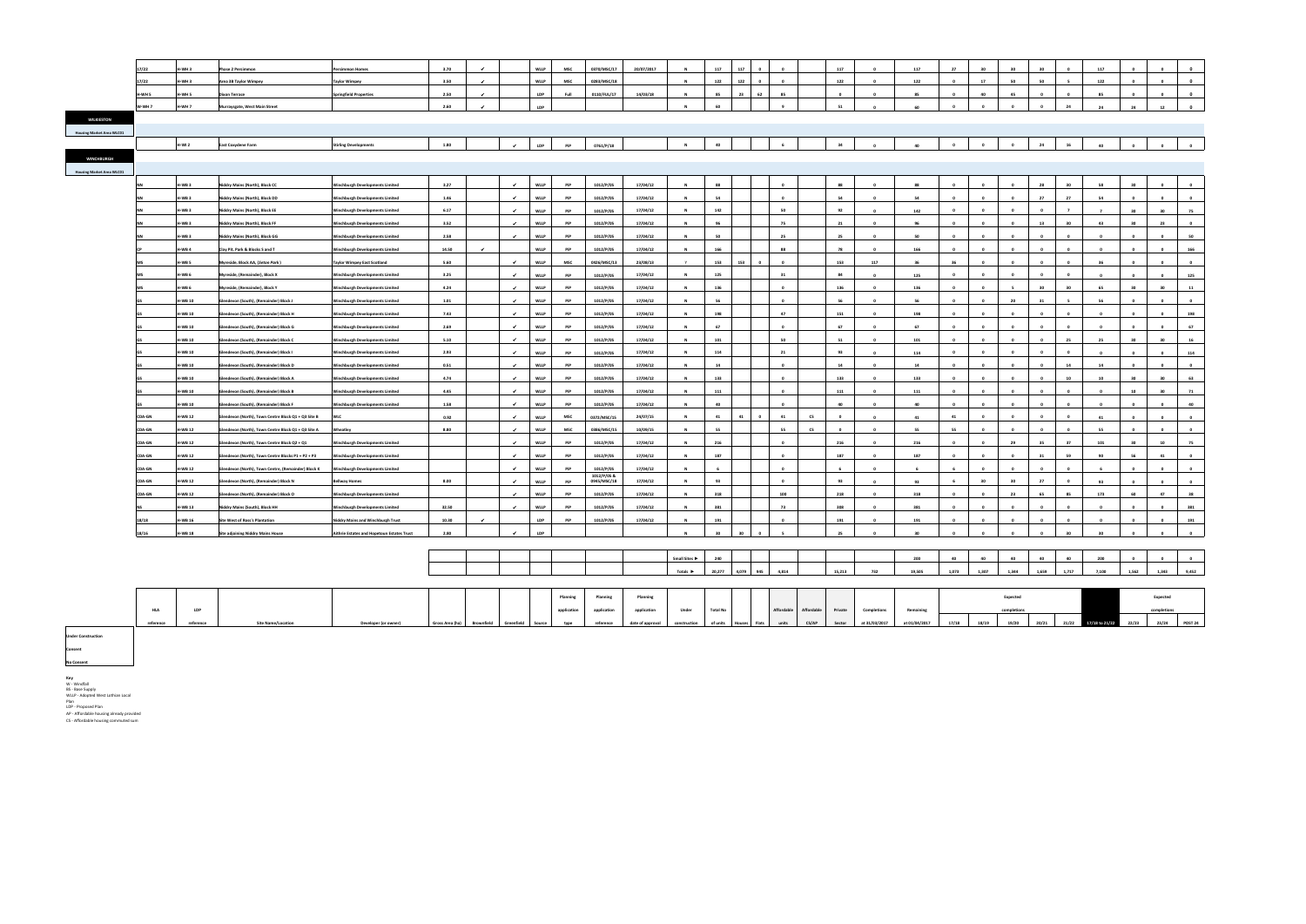| HLA reference | LDP reference | Site Name/Location | Developer (or owner) | Gross Area (ha) | Brownfield | Greenfield | Source | Planning application type | Planning application reference | Planning application date of approval | Under construction | Total No of units | Houses | Flats | Affordable units | Affordable CS/AP | Private Sector | Completions at 31/03/2017 | Remaining at 01/04/2017 | Expected completions 17/18 | 18/19 | 19/20 | 20/21 | 21/22 | 17/18 to 21/22 | Expected completions 22/23 | 23/24 | POST 24 |
|---|---|---|---|---|---|---|---|---|---|---|---|---|---|---|---|---|---|---|---|---|---|---|---|---|---|---|---|---|
| 17/22 | H-WH 3 | Phase 2 Persimmon | Persimmon Homes | 3.70 | ✓ | | WLLP | MSC | 0370/MSC/17 | 20/07/2017 | N | 117 | 117 | 0 | 0 | | 117 | 0 | 117 | 27 | 30 | 30 | 30 | 0 | 117 | 0 | 0 | 0 |
| 17/22 | H-WH 3 | Area 3B Taylor Wimpey | Taylor Wimpey | 3.50 | ✓ | | WLLP | MSC | 0283/MSC/18 | | N | 122 | 122 | 0 | 0 | | 122 | 0 | 122 | 0 | 17 | 50 | 50 | 5 | 122 | 0 | 0 | 0 |
| H-WH 5 | H-WH 5 | Dixon Terrace | Springfield Properties | 2.50 | ✓ | | LDP | Full | 0120/FUL/17 | 14/03/18 | N | 85 | 23 | 62 | 85 | | 0 | 0 | 85 | 0 | 40 | 45 | 0 | 0 | 85 | 0 | 0 | 0 |
| W-WH 7 | H-WH 7 | Murraysgate, West Main Street | | 2.60 | ✓ | | LDP | | | | N | 60 | | | 9 | | 51 | 0 | 60 | 0 | 0 | 0 | 0 | 24 | 24 | 24 | 12 | 0 |
| **WILKIESTON** | | | | | | | | | | | | | | | | | | | | | | | | | | | | |
| **Housing Market Area WLC01** | | | | | | | | | | | | | | | | | | | | | | | | | | | | |
| | H-WI 2 | East Coxydene Farm | Stirling Developments | 1.80 | | ✓ | LDP | PIP | 0761/P/18 | | N | 40 | | | 6 | | 34 | 0 | 40 | 0 | 0 | 0 | 24 | 16 | 40 | 0 | 0 | 0 |
| **WINCHBURGH** | | | | | | | | | | | | | | | | | | | | | | | | | | | | |
| **Housing Market Area WLC01** | | | | | | | | | | | | | | | | | | | | | | | | | | | | |
| NN | H-WB 3 | Niddry Mains (North), Block CC | Winchburgh Developments Limited | 3.27 | | ✓ | WLLP | PIP | 1012/P/05 | 17/04/12 | N | 88 | | | 0 | | 88 | 0 | 88 | 0 | 0 | 0 | 28 | 30 | 58 | 30 | 0 | 0 |
| NN | H-WB 3 | Niddry Mains (North), Block DD | Winchburgh Developments Limited | 1.46 | | ✓ | WLLP | PIP | 1012/P/05 | 17/04/12 | N | 54 | | | 0 | | 54 | 0 | 54 | 0 | 0 | 0 | 27 | 27 | 54 | 0 | 0 | 0 |
| NN | H-WB 3 | Niddry Mains (North), Block EE | Winchburgh Developments Limited | 6.17 | | ✓ | WLLP | PIP | 1012/P/05 | 17/04/12 | N | 142 | | | 50 | | 92 | 0 | 142 | 0 | 0 | 0 | 0 | 7 | 7 | 30 | 30 | 75 |
| NN | H-WB 3 | Niddry Mains (North), Block FF | Winchburgh Developments Limited | 3.52 | | ✓ | WLLP | PIP | 1012/P/05 | 17/04/12 | N | 96 | | | 75 | | 21 | 0 | 96 | 0 | 0 | 0 | 13 | 30 | 43 | 30 | 23 | 0 |
| NN | H-WB 3 | Niddry Mains (North), Block GG | Winchburgh Developments Limited | 2.58 | | ✓ | WLLP | PIP | 1012/P/05 | 17/04/12 | N | 50 | | | 25 | | 25 | 0 | 50 | 0 | 0 | 0 | 0 | 0 | 0 | 0 | 0 | 50 |
| CP | H-WB 4 | Clay Pit, Park & Blocks S and T | Winchburgh Developments Limited | 14.50 | ✓ | | WLLP | PIP | 1012/P/05 | 17/04/12 | N | 166 | | | 88 | | 78 | 0 | 166 | 0 | 0 | 0 | 0 | 0 | 0 | 0 | 0 | 166 |
| MS | H-WB 5 | Myreside, Block AA, (Seton Park) | Taylor Wimpey East Scotland | 5.60 | | ✓ | WLLP | MSC | 0426/MSC/13 | 23/08/13 | Y | 153 | 153 | 0 | 0 | | 153 | 117 | 36 | 36 | 0 | 0 | 0 | 0 | 36 | 0 | 0 | 0 |
| MS | H-WB 6 | Myreside, (Remainder), Block X | Winchburgh Developments Limited | 3.25 | | ✓ | WLLP | PIP | 1012/P/05 | 17/04/12 | N | 125 | | | 31 | | 94 | 0 | 125 | 0 | 0 | 0 | 0 | 0 | 0 | 0 | 0 | 125 |
| MS | H-WB 6 | Myreside, (Remainder), Block Y | Winchburgh Developments Limited | 4.24 | | ✓ | WLLP | PIP | 1012/P/05 | 17/04/12 | N | 136 | | | 0 | | 136 | 0 | 136 | 0 | 0 | 5 | 30 | 30 | 65 | 30 | 30 | 11 |
| GS | H-WB 10 | Glendevon (South), (Remainder) Block J | Winchburgh Developments Limited | 1.01 | | ✓ | WLLP | PIP | 1012/P/05 | 17/04/12 | N | 56 | | | 0 | | 56 | 0 | 56 | 0 | 0 | 20 | 31 | 5 | 56 | 0 | 0 | 0 |
| GS | H-WB 10 | Glendevon (South), (Remainder) Block H | Winchburgh Developments Limited | 7.43 | | ✓ | WLLP | PIP | 1012/P/05 | 17/04/12 | N | 198 | | | 47 | | 151 | 0 | 198 | 0 | 0 | 0 | 0 | 0 | 0 | 0 | 0 | 198 |
| GS | H-WB 10 | Glendevon (South), (Remainder) Block G | Winchburgh Developments Limited | 2.69 | | ✓ | WLLP | PIP | 1012/P/05 | 17/04/12 | N | 67 | | | 0 | | 67 | 0 | 67 | 0 | 0 | 0 | 0 | 0 | 0 | 0 | 0 | 67 |
| GS | H-WB 10 | Glendevon (South), (Remainder) Block C | Winchburgh Developments Limited | 5.10 | | ✓ | WLLP | PIP | 1012/P/05 | 17/04/12 | N | 101 | | | 50 | | 51 | 0 | 101 | 0 | 0 | 0 | 0 | 25 | 25 | 30 | 30 | 16 |
| GS | H-WB 10 | Glendevon (South), (Remainder) Block I | Winchburgh Developments Limited | 2.93 | | ✓ | WLLP | PIP | 1012/P/05 | 17/04/12 | N | 114 | | | 21 | | 93 | 0 | 114 | 0 | 0 | 0 | 0 | 0 | 0 | 0 | 0 | 114 |
| GS | H-WB 10 | Glendevon (South), (Remainder) Block D | Winchburgh Developments Limited | 0.51 | | ✓ | WLLP | PIP | 1012/P/05 | 17/04/12 | N | 14 | | | 0 | | 14 | 0 | 14 | 0 | 0 | 0 | 0 | 14 | 14 | 0 | 0 | 0 |
| GS | H-WB 10 | Glendevon (South), (Remainder) Block A | Winchburgh Developments Limited | 4.74 | | ✓ | WLLP | PIP | 1012/P/05 | 17/04/12 | N | 133 | | | 0 | | 133 | 0 | 133 | 0 | 0 | 0 | 0 | 10 | 10 | 30 | 30 | 63 |
| GS | H-WB 10 | Glendevon (South), (Remainder) Block B | Winchburgh Developments Limited | 4.45 | | ✓ | WLLP | PIP | 1012/P/05 | 17/04/12 | N | 111 | | | 0 | | 111 | 0 | 111 | 0 | 0 | 0 | 0 | 0 | 0 | 10 | 30 | 71 |
| GS | H-WB 10 | Glendevon (South), (Remainder) Block F | Winchburgh Developments Limited | 1.58 | | ✓ | WLLP | PIP | 1012/P/05 | 17/04/12 | N | 40 | | | 0 | | 40 | 0 | 40 | 0 | 0 | 0 | 0 | 0 | 0 | 0 | 0 | 40 |
| COA-GN | H-WB 12 | Glendevon (North), Town Centre Block Q1 + Q3 Site B | BRLC | 0.92 | | ✓ | WLLP | MSC | 0372/MSC/15 | 24/07/15 | N | 41 | 41 | 0 | 41 | CS | 0 | 0 | 41 | 41 | 0 | 0 | 0 | 0 | 41 | 0 | 0 | 0 |
| COA-GN | H-WB 12 | Glendevon (North), Town Centre Block Q1 + Q3 Site A | Wheatley | 8.80 | | ✓ | WLLP | MSC | 0386/MSC/15 | 19/09/15 | N | 55 | | | 55 | CS | 0 | 0 | 55 | 55 | 0 | 0 | 0 | 0 | 55 | 0 | 0 | 0 |
| COA-GN | H-WB 12 | Glendevon (North), Town Centre Block Q2 + Q3 | Winchburgh Developments Limited | | | ✓ | WLLP | PIP | 1012/P/05 | 17/04/12 | N | 216 | | | 0 | | 216 | 0 | 216 | 0 | 0 | 29 | 35 | 37 | 101 | 30 | 10 | 75 |
| COA-GN | H-WB 12 | Glendevon (North), Town Centre Blocks P1 + P2 + P3 | Winchburgh Developments Limited | | | ✓ | WLLP | PIP | 1012/P/05 | 17/04/12 | N | 187 | | | 0 | | 187 | 0 | 187 | 0 | 0 | 0 | 31 | 59 | 90 | 56 | 41 | 0 |
| COA-GN | H-WB 12 | Glendevon (North), Town Centre, (Remainder) Block K | Winchburgh Developments Limited | | | ✓ | WLLP | PIP | 1012/P/05 | 17/04/12 | N | 6 | | | 0 | | 6 | 0 | 6 | 6 | 0 | 0 | 0 | 0 | 6 | 0 | 0 | 0 |
| COA-GN | H-WB 12 | Glendevon (North), (Remainder) Block N | Bellway Homes | 8.00 | | ✓ | WLLP | PIP | 1012/P/05 & 0365/MSC/18 | 17/04/12 | N | 93 | | | 0 | | 93 | 0 | 93 | 6 | 30 | 30 | 27 | 0 | 93 | 0 | 0 | 0 |
| COA-GN | H-WB 12 | Glendevon (North), (Remainder) Block O | Winchburgh Developments Limited | | | ✓ | WLLP | PIP | 1012/P/05 | 17/04/12 | N | 318 | | | 100 | | 218 | 0 | 318 | 0 | 0 | 23 | 65 | 85 | 173 | 60 | 47 | 38 |
| NS | H-WB 13 | Niddry Mains (South), Block HH | Winchburgh Developments Limited | 32.50 | | ✓ | WLLP | PIP | 1012/P/05 | 17/04/12 | N | 381 | | | 73 | | 308 | 0 | 381 | 0 | 0 | 0 | 0 | 0 | 0 | 0 | 0 | 381 |
| 18/18 | H-WB 16 | Site West of Ross's Plantation | Niddry Mains and Winchburgh Trust | 10.30 | ✓ | | LDP | PIP | 1012/P/05 | 17/04/12 | N | 191 | | | 0 | | 191 | 0 | 191 | 0 | 0 | 0 | 0 | 0 | 0 | 0 | 0 | 191 |
| 18/16 | H-WB 18 | Site adjoining Niddry Mains House | Kirkhill Estates and Hopetoun Estates Trust | 2.80 | | ✓ | LDP | | | | N | 30 | 30 | 0 | 5 | | 25 | 0 | 30 | 0 | 0 | 0 | 0 | 30 | 30 | 0 | 0 | 0 |
| | | | | | | | | | | | Small Sites ► | 240 | | | | | | | 200 | 40 | 40 | 40 | 40 | 40 | 200 | 0 | 0 | 0 |
| | | | | | | | | | | | Totals ► | 20,277 | 4,079 | 945 | 4,814 | | 15,213 | 732 | 19,505 | 1,073 | 1,307 | 1,344 | 1,659 | 1,717 | 7,100 | 1,562 | 1,392 | 9,452 |

Under Construction

Consent

No Consent

**Key**
W - Windfall
BS - Base Supply
WLLP - Adopted West Lothian Local Plan
LDP - Proposed Plan
AP - Affordable housing already provided
CS - Affordable housing commuted sum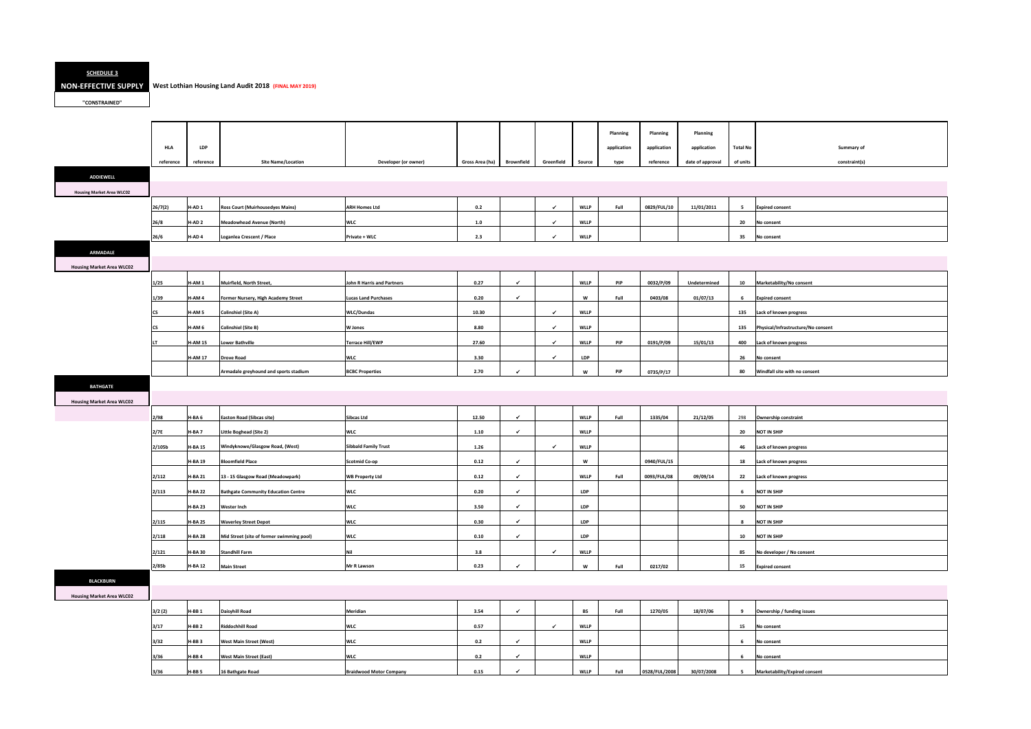**SCHEDULE 3**

**NON-EFFECTIVE SUPPLY** **West Lothian Housing Land Audit 2018 (FINAL MAY 2019)**

**"CONSTRAINED"**

| | HLA reference | LDP reference | Site Name/Location | Developer (or owner) | Gross Area (ha) | Brownfield | Greenfield | Source | Planning application type | Planning application reference | Planning application date of approval | Total No of units | Summary of constraint(s) |
|---|---|---|---|---|---|---|---|---|---|---|---|---|---|
| **ADDIEWELL** | | | | | | | | | | | | | |
| **Housing Market Area WLC02** | | | | | | | | | | | | | |
| | 26/7(2) | H-AD 1 | Ross Court (Muirhousedyes Mains) | ARH Homes Ltd | 0.2 | | ✓ | WLLP | Full | 0829/FUL/10 | 11/01/2011 | 5 | Expired consent |
| | 26/8 | H-AD 2 | Meadowhead Avenue (North) | WLC | 1.0 | | ✓ | WLLP | | | | 20 | No consent |
| | 26/6 | H-AD 4 | Loganlea Crescent / Place | Private + WLC | 2.3 | | ✓ | WLLP | | | | 35 | No consent |
| **ARMADALE** | | | | | | | | | | | | | |
| **Housing Market Area WLC02** | | | | | | | | | | | | | |
| | 1/25 | H-AM 1 | Muirfield, North Street, | John R Harris and Partners | 0.27 | ✓ | | WLLP | PIP | 0032/P/09 | Undetermined | 10 | Marketability/No consent |
| | 1/39 | H-AM 4 | Former Nursery, High Academy Street | Lucas Land Purchases | 0.20 | ✓ | | W | Full | 0403/08 | 01/07/13 | 6 | Expired consent |
| | CS | H-AM 5 | Colinshiel (Site A) | WLC/Dundas | 10.30 | | ✓ | WLLP | | | | 135 | Lack of known progress |
| | CS | H-AM 6 | Colinshiel (Site B) | W Jones | 8.80 | | ✓ | WLLP | | | | 135 | Physical/Infrastructure/No consent |
| | LT | H-AM 15 | Lower Bathville | Terrace Hill/EWP | 27.60 | | ✓ | WLLP | PIP | 0191/P/09 | 15/01/13 | 400 | Lack of known progress |
| | | H-AM 17 | Drove Road | WLC | 3.30 | | ✓ | LDP | | | | 26 | No consent |
| | | | Armadale greyhound and sports stadium | BCBC Properties | 2.70 | ✓ | | W | PIP | 0735/P/17 | | 80 | Windfall site with no consent |
| **BATHGATE** | | | | | | | | | | | | | |
| **Housing Market Area WLC02** | | | | | | | | | | | | | |
| | 2/98 | H-BA 6 | Easton Road (Sibcas site) | Sibcas Ltd | 12.50 | ✓ | | WLLP | Full | 1335/04 | 21/12/05 | 298 | Ownership constraint |
| | 2/7E | H-BA 7 | Little Boghead (Site 2) | WLC | 1.10 | ✓ | | WLLP | | | | 20 | NOT IN SHIP |
| | 2/105b | H-BA 15 | Windyknowe/Glasgow Road, (West) | Sibbald Family Trust | 1.26 | | ✓ | WLLP | | | | 46 | Lack of known progress |
| | | H-BA 19 | Bloomfield Place | Scotmid Co-op | 0.12 | ✓ | | W | | 0940/FUL/15 | | 18 | Lack of known progress |
| | 2/112 | H-BA 21 | 13 - 15 Glasgow Road (Meadowpark) | WB Property Ltd | 0.12 | ✓ | | WLLP | Full | 0093/FUL/08 | 09/09/14 | 22 | Lack of known progress |
| | 2/113 | H-BA 22 | Bathgate Community Education Centre | WLC | 0.20 | ✓ | | LDP | | | | 6 | NOT IN SHIP |
| | | H-BA 23 | Wester Inch | WLC | 3.50 | ✓ | | LDP | | | | 50 | NOT IN SHIP |
| | 2/115 | H-BA 25 | Waverley Street Depot | WLC | 0.30 | ✓ | | LDP | | | | 8 | NOT IN SHIP |
| | 2/118 | H-BA 28 | Mid Street (site of former swimming pool) | WLC | 0.10 | ✓ | | LDP | | | | 10 | NOT IN SHIP |
| | 2/121 | H-BA 30 | Standhill Farm | Nil | 3.8 | | ✓ | WLLP | | | | 85 | No developer / No consent |
| | 2/85b | H-BA 12 | Main Street | Mr R Lawson | 0.23 | ✓ | | W | Full | 0217/02 | | 15 | Expired consent |
| **BLACKBURN** | | | | | | | | | | | | | |
| **Housing Market Area WLC02** | | | | | | | | | | | | | |
| | 3/2 (2) | H-BB 1 | Daisyhill Road | Meridian | 3.54 | ✓ | | BS | Full | 1270/05 | 18/07/06 | 9 | Ownership / funding issues |
| | 3/17 | H-BB 2 | Riddochhill Road | WLC | 0.57 | | ✓ | WLLP | | | | 15 | No consent |
| | 3/32 | H-BB 3 | West Main Street (West) | WLC | 0.2 | ✓ | | WLLP | | | | 6 | No consent |
| | 3/36 | H-BB 4 | West Main Street (East) | WLC | 0.2 | ✓ | | WLLP | | | | 6 | No consent |
| | 3/36 | H-BB 5 | 16 Bathgate Road | Braidwood Motor Company | 0.15 | ✓ | | WLLP | Full | 0528/FUL/2008 | 30/07/2008 | 5 | Marketability/Expired consent |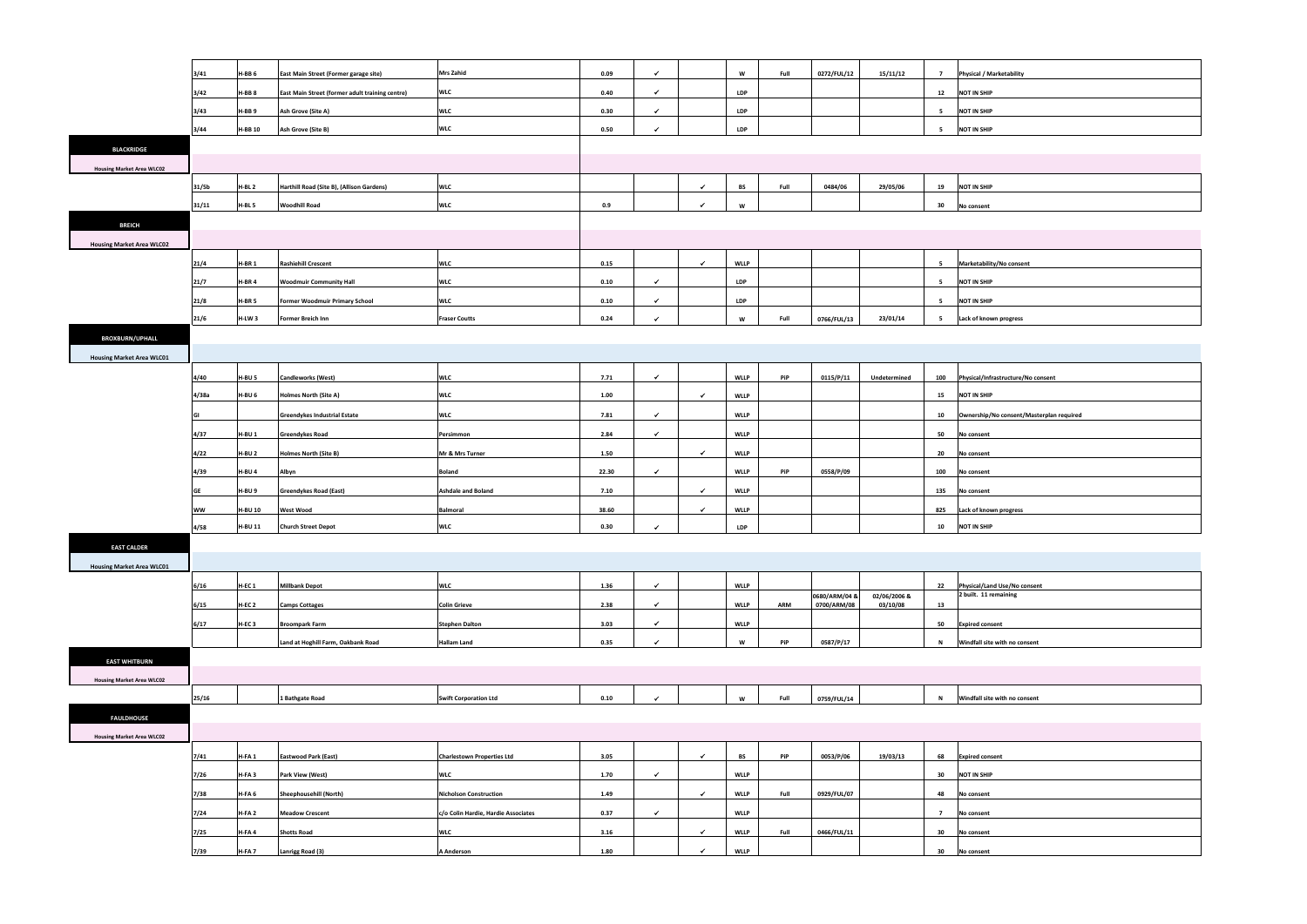| | | | | | | | | | | | | | |
|---|---|---|---|---|---|---|---|---|---|---|---|---|---|
| | 3/41 | H-BB 6 | East Main Street (Former garage site) | Mrs Zahid | 0.09 | ✓ | | W | Full | 0272/FUL/12 | 15/11/12 | 7 | Physical / Marketability |
| | 3/42 | H-BB 8 | East Main Street (former adult training centre) | WLC | 0.40 | ✓ | | LDP | | | | 12 | NOT IN SHIP |
| | 3/43 | H-BB 9 | Ash Grove (Site A) | WLC | 0.30 | ✓ | | LDP | | | | 5 | NOT IN SHIP |
| | 3/44 | H-BB 10 | Ash Grove (Site B) | WLC | 0.50 | ✓ | | LDP | | | | 5 | NOT IN SHIP |
| **BLACKRIDGE** | | | | | | | | | | | | | |
| **Housing Market Area WLC02** | | | | | | | | | | | | | |
| | 31/5b | H-BL 2 | Harthill Road (Site B), (Allison Gardens) | WLC | | | ✓ | BS | Full | 0484/06 | 29/05/06 | 19 | NOT IN SHIP |
| | 31/11 | H-BL 5 | Woodhill Road | WLC | 0.9 | | ✓ | W | | | | 30 | No consent |
| **BREICH** | | | | | | | | | | | | | |
| **Housing Market Area WLC02** | | | | | | | | | | | | | |
| | 21/4 | H-BR 1 | Rashiehill Crescent | WLC | 0.15 | | ✓ | WLLP | | | | 5 | Marketability/No consent |
| | 21/7 | H-BR 4 | Woodmuir Community Hall | WLC | 0.10 | ✓ | | LDP | | | | 5 | NOT IN SHIP |
| | 21/8 | H-BR 5 | Former Woodmuir Primary School | WLC | 0.10 | ✓ | | LDP | | | | 5 | NOT IN SHIP |
| | 21/6 | H-LW 3 | Former Breich Inn | Fraser Coutts | 0.24 | ✓ | | W | Full | 0766/FUL/13 | 23/01/14 | 5 | Lack of known progress |
| **BROXBURN/UPHALL** | | | | | | | | | | | | | |
| **Housing Market Area WLC01** | | | | | | | | | | | | | |
| | 4/40 | H-BU 5 | Candleworks (West) | WLC | 7.71 | ✓ | | WLLP | PiP | 0115/P/11 | Undetermined | 100 | Physical/Infrastructure/No consent |
| | 4/38a | H-BU 6 | Holmes North (Site A) | WLC | 1.00 | | ✓ | WLLP | | | | 15 | NOT IN SHIP |
| | GI | | Greendykes Industrial Estate | WLC | 7.81 | ✓ | | WLLP | | | | 10 | Ownership/No consent/Masterplan required |
| | 4/37 | H-BU 1 | Greendykes Road | Persimmon | 2.84 | ✓ | | WLLP | | | | 50 | No consent |
| | 4/22 | H-BU 2 | Holmes North (Site B) | Mr & Mrs Turner | 1.50 | | ✓ | WLLP | | | | 20 | No consent |
| | 4/39 | H-BU 4 | Albyn | Boland | 22.30 | ✓ | | WLLP | PiP | 0558/P/09 | | 100 | No consent |
| | GE | H-BU 9 | Greendykes Road (East) | Ashdale and Boland | 7.10 | | ✓ | WLLP | | | | 135 | No consent |
| | WW | H-BU 10 | West Wood | Balmoral | 38.60 | | ✓ | WLLP | | | | 825 | Lack of known progress |
| | 4/58 | H-BU 11 | Church Street Depot | WLC | 0.30 | ✓ | | LDP | | | | 10 | NOT IN SHIP |
| **EAST CALDER** | | | | | | | | | | | | | |
| **Housing Market Area WLC01** | | | | | | | | | | | | | |
| | 6/16 | H-EC 1 | Millbank Depot | WLC | 1.36 | ✓ | | WLLP | | | | 22 | Physical/Land Use/No consent |
| | 6/15 | H-EC 2 | Camps Cottages | Colin Grieve | 2.38 | ✓ | | WLLP | ARM | 0680/ARM/04 & 0700/ARM/08 | 02/06/2006 & 03/10/08 | 13 | 2 built. 11 remaining |
| | 6/17 | H-EC 3 | Broompark Farm | Stephen Dalton | 3.03 | ✓ | | WLLP | | | | 50 | Expired consent |
| | | | Land at Hoghill Farm, Oakbank Road | Hallam Land | 0.35 | ✓ | | W | PiP | 0587/P/17 | | N | Windfall site with no consent |
| **EAST WHITBURN** | | | | | | | | | | | | | |
| **Housing Market Area WLC02** | | | | | | | | | | | | | |
| | 25/16 | | 1 Bathgate Road | Swift Corporation Ltd | 0.10 | ✓ | | W | Full | 0759/FUL/14 | | N | Windfall site with no consent |
| **FAULDHOUSE** | | | | | | | | | | | | | |
| **Housing Market Area WLC02** | | | | | | | | | | | | | |
| | 7/41 | H-FA 1 | Eastwood Park (East) | Charlestown Properties Ltd | 3.05 | | ✓ | BS | PiP | 0053/P/06 | 19/03/13 | 68 | Expired consent |
| | 7/26 | H-FA 3 | Park View (West) | WLC | 1.70 | ✓ | | WLLP | | | | 30 | NOT IN SHIP |
| | 7/38 | H-FA 6 | Sheephousehill (North) | Nicholson Construction | 1.49 | | ✓ | WLLP | Full | 0929/FUL/07 | | 48 | No consent |
| | 7/24 | H-FA 2 | Meadow Crescent | c/o Colin Hardie, Hardie Associates | 0.37 | ✓ | | WLLP | | | | 7 | No consent |
| | 7/25 | H-FA 4 | Shotts Road | WLC | 3.16 | | ✓ | WLLP | Full | 0466/FUL/11 | | 30 | No consent |
| | 7/39 | H-FA 7 | Lanrigg Road (3) | A Anderson | 1.80 | | ✓ | WLLP | | | | 30 | No consent |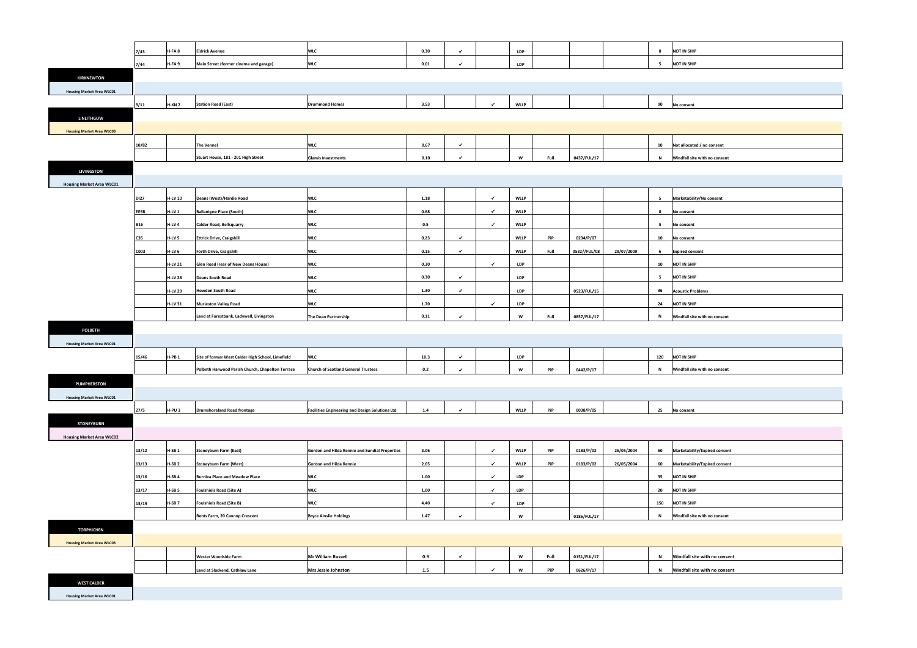| | | | | | | | | | | | | | |
|---|---|---|---|---|---|---|---|---|---|---|---|---|---|
| | 7/43 | H-FA 8 | Eldrick Avenue | WLC | 0.30 | ✓ | | LDP | | | | 8 | NOT IN SHIP |
| | 7/44 | H-FA 9 | Main Street (former cinema and garage) | WLC | 0.01 | ✓ | | LDP | | | | 5 | NOT IN SHIP |
| **KIRKNEWTON** | | | | | | | | | | | | | |
| **Housing Market Area WLC01** | | | | | | | | | | | | | |
| | 9/11 | H-KN 2 | Station Road (East) | Drummond Homes | 3.53 | | ✓ | WLLP | | | | 90 | No consent |
| **LINLITHGOW** | | | | | | | | | | | | | |
| **Housing Market Area WLC03** | | | | | | | | | | | | | |
| | 10/82 | | The Vennel | WLC | 0.67 | ✓ | | | | | | 10 | Not allocated / no consent |
| | | | Stuart House, 181 - 201 High Street | Glamis Investments | 0.10 | ✓ | | W | Full | 0437/FUL/17 | | N | Windfall site with no consent |
| **LIVINGSTON** | | | | | | | | | | | | | |
| **Housing Market Area WLC01** | | | | | | | | | | | | | |
| | DI27 | H-LV 10 | Deans (West)/Hardie Road | WLC | 1.18 | | ✓ | WLLP | | | | 5 | Marketability/No consent |
| | EE5B | H-LV 1 | Ballantyne Place (South) | WLC | 0.68 | | ✓ | WLLP | | | | 8 | No consent |
| | B16 | H-LV 4 | Calder Road, Bellsquarry | WLC | 0.5 | | ✓ | WLLP | | | | 5 | No consent |
| | C35 | H-LV 5 | Ettrick Drive, Craigshill | WLC | 0.23 | ✓ | | WLLP | PiP | 0234/P/07 | | 10 | No consent |
| | C003 | H-LV 6 | Forth Drive, Craigshill | WLC | 0.15 | ✓ | | WLLP | Full | 0532//FUL/08 | 29/07/2009 | 6 | Expired consent |
| | | H-LV 21 | Glen Road (rear of New Deans House) | WLC | 0.30 | | ✓ | LDP | | | | 10 | NOT IN SHIP |
| | | H-LV 28 | Deans South Road | WLC | 0.30 | ✓ | | LDP | | | | 5 | NOT IN SHIP |
| | | H-LV 29 | Howden South Road | WLC | 1.30 | ✓ | | LDP | | 0523/FUL/15 | | 36 | Acoustic Problems |
| | | H-LV 31 | Murieston Valley Road | WLC | 1.70 | | ✓ | LDP | | | | 24 | NOT IN SHIP |
| | | | Land at Forestbank, Ladywell, Livingston | The Dean Partnership | 0.11 | ✓ | | W | Full | 0857/FUL/17 | | N | Windfall site with no consent |
| **POLBETH** | | | | | | | | | | | | | |
| **Housing Market Area WLC01** | | | | | | | | | | | | | |
| | 15/46 | H-PB 1 | Site of former West Calder High School, Limefield | WLC | 10.3 | ✓ | | LDP | | | | 120 | NOT IN SHIP |
| | | | Polbeth Harwood Parish Church, Chapelton Terrace | Church of Scotland General Trustees | 0.2 | ✓ | | W | PiP | 0442/P/17 | | N | Windfall site with no consent |
| **PUMPHERSTON** | | | | | | | | | | | | | |
| **Housing Market Area WLC01** | | | | | | | | | | | | | |
| | 27/5 | H-PU 3 | Drumshoreland Road frontage | Facilities Engineering and Design Solutions Ltd | 1.4 | ✓ | | WLLP | PiP | 0038/P/05 | | 25 | No consent |
| **STONEYBURN** | | | | | | | | | | | | | |
| **Housing Market Area WLC02** | | | | | | | | | | | | | |
| | 13/12 | H-SB 1 | Stoneyburn Farm (East) | Gordon and Hilda Rennie and Sundial Properties | 3.06 | | ✓ | WLLP | PiP | 0183/P/02 | 26/05/2004 | 60 | Marketability/Expired consent |
| | 13/13 | H-SB 2 | Stoneyburn Farm (West) | Gordon and Hilda Rennie | 2.65 | | ✓ | WLLP | PiP | 0183/P/02 | 26/05/2004 | 60 | Marketability/Expired consent |
| | 13/16 | H-SB 4 | Burnlea Place and Meadow Place | WLC | 1.00 | | ✓ | LDP | | | | 35 | NOT IN SHIP |
| | 13/17 | H-SB 5 | Foulshiels Road (Site A) | WLC | 1.00 | | ✓ | LDP | | | | 20 | NOT IN SHIP |
| | 13/19 | H-SB 7 | Foulshiels Road (Site B) | WLC | 4.40 | | ✓ | LDP | | | | 150 | NOT IN SHIP |
| | | | Bents Farm, 20 Cannop Crescent | Bryce Ainslie Holdings | 1.47 | ✓ | | W | | 0186/FUL/17 | | N | Windfall site with no consent |
| **TORPHICHEN** | | | | | | | | | | | | | |
| **Housing Market Area WLC03** | | | | | | | | | | | | | |
| | | | Wester Woodside Farm | Mr William Russell | 0.9 | ✓ | | W | Full | 0151/FUL/17 | | N | Windfall site with no consent |
| | | | Land at Slackend, Cathlaw Lane | Mrs Jessie Johnston | 1.5 | | ✓ | W | PiP | 0626/P/17 | | N | Windfall site with no consent |
| **WEST CALDER** | | | | | | | | | | | | | |
| **Housing Market Area WLC01** | | | | | | | | | | | | | |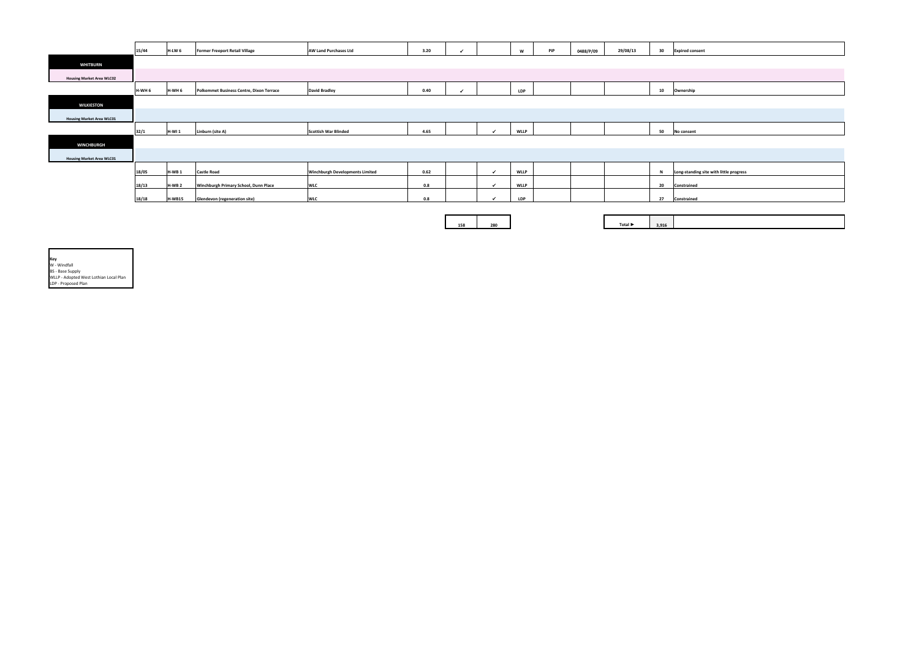| | | | | | | | | | | | | |
|---|---|---|---|---|---|---|---|---|---|---|---|---|
| 15/44 | H-LW 6 | Former Freeport Retail Village | AW Land Purchases Ltd | 3.20 | ✓ | | W | PIP | 0488/P/09 | 29/08/13 | 30 | Expired consent |
| **WHITBURN** | | | | | | | | | | | | |
| **Housing Market Area WLC02** | | | | | | | | | | | | |
| H-WH 6 | H-WH 6 | Polkemmet Business Centre, Dixon Terrace | David Bradley | 0.40 | ✓ | | LDP | | | | 10 | Ownership |
| **WILKIESTON** | | | | | | | | | | | | |
| **Housing Market Area WLC01** | | | | | | | | | | | | |
| 32/1 | H-WI 1 | Linburn (site A) | Scottish War Blinded | 4.65 | | ✓ | WLLP | | | | 50 | No consent |
| **WINCHBURGH** | | | | | | | | | | | | |
| **Housing Market Area WLC01** | | | | | | | | | | | | |
| 18/05 | H-WB 1 | Castle Road | Winchburgh Developments Limited | 0.62 | | ✓ | WLLP | | | | N | Long-standing site with little progress |
| 18/13 | H-WB 2 | Winchburgh Primary School, Dunn Place | WLC | 0.8 | | ✓ | WLLP | | | | 20 | Constrained |
| 18/18 | H-WB15 | Glendevon (regeneration site) | WLC | 0.8 | | ✓ | LDP | | | | 27 | Constrained |
| | | | | | 158 | 280 | | | | Total ► | 3,916 | |

**Key**
W - Windfall
BS - Base Supply
WLLP - Adopted West Lothian Local Plan
LDP - Proposed Plan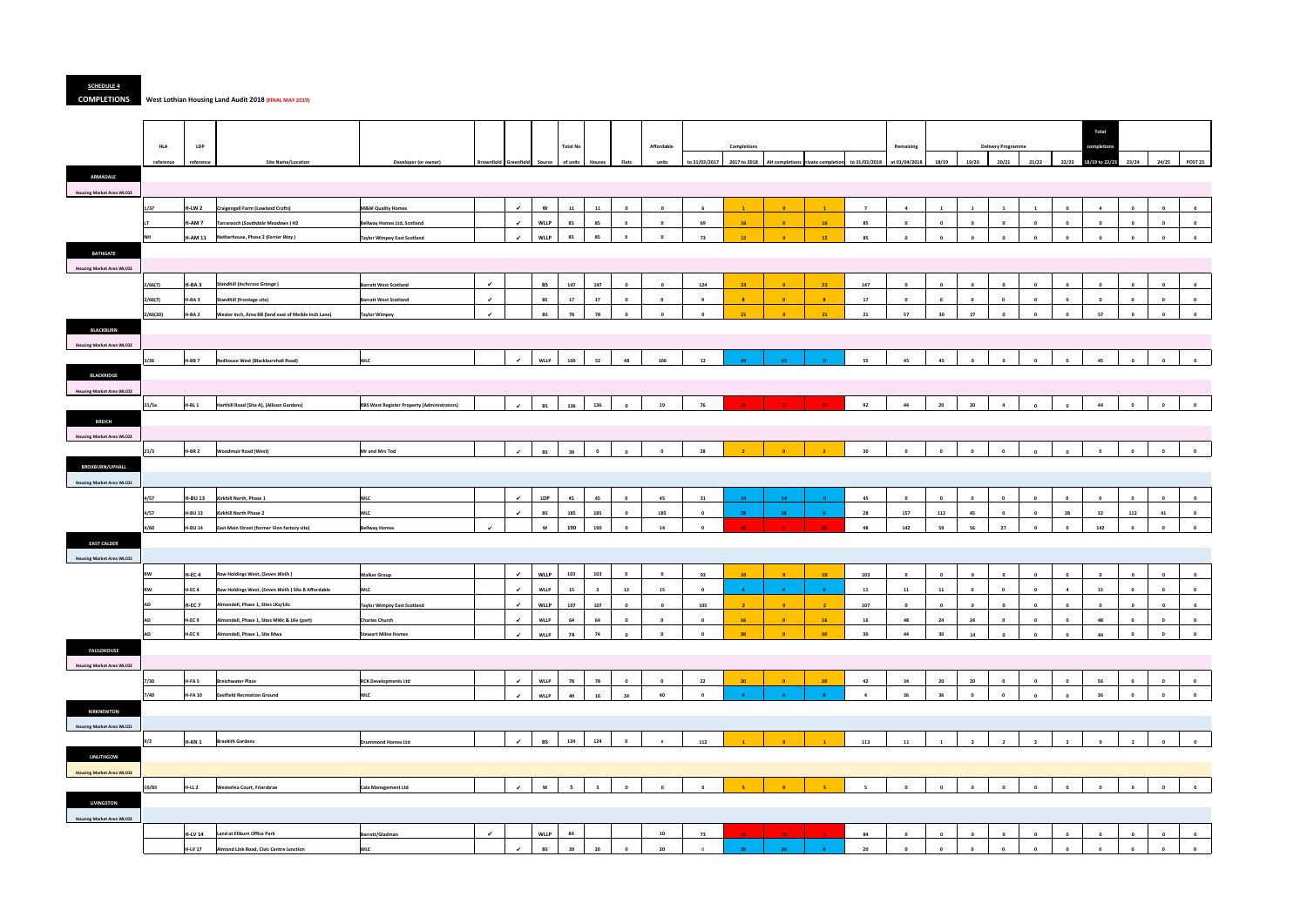**SCHEDULE 4**

**COMPLETIONS** **West Lothian Housing Land Audit 2018 (FINAL MAY 2019)**

| HLA | LDP | | | | | | Total No | | | Affordable | Completions | | | | | Remaining | Delivery Programme | | | | | Total completions | | | |
|---|---|---|---|---|---|---|---|---|---|---|---|---|---|---|---|---|---|---|---|---|---|---|---|---|---|
| reference | reference | Site Name/Location | Developer (or owner) | Brownfield | Greenfield | Source | of units | Houses | Flats | units | to 31/03/2017 | 2017 to 2018 | AH completions | Private completions | to 31/03/2018 | at 01/04/2018 | 18/19 | 19/20 | 20/21 | 21/22 | 22/23 | 18/19 to 22/23 | 23/24 | 24/25 | POST 25 |
| **ARMADALE** | | | | | | | | | | | | | | | | | | | | | | | | | |
| **Housing Market Area WLC02** | | | | | | | | | | | | | | | | | | | | | | | | | |
| 1/37 | H-LW 2 | Craigengall Farm (Lowland Crofts) | M&M Quality Homes | | ✓ | W | 11 | 11 | 0 | 0 | 6 | 1 | 0 | 1 | 7 | 4 | 1 | 1 | 1 | 1 | 0 | 4 | 0 | 0 | 0 |
| LT | H-AM 7 | Tarrareoch (*Southdale Meadows* ) H2 | Bellway Homes Ltd, Scotland | | ✓ | WLLP | 85 | 85 | 0 | 0 | 69 | 16 | 0 | 16 | 85 | 0 | 0 | 0 | 0 | 0 | 0 | 0 | 0 | 0 | 0 |
| NH | H-AM 11 | Netherhouse, Phase 2 (*Ferrier Way* ) | Taylor Wimpey East Scotland | | ✓ | WLLP | 85 | 85 | 0 | 0 | 73 | 12 | 0 | 12 | 85 | 0 | 0 | 0 | 0 | 0 | 0 | 0 | 0 | 0 | 0 |
| **BATHGATE** | | | | | | | | | | | | | | | | | | | | | | | | | |
| **Housing Market Area WLC02** | | | | | | | | | | | | | | | | | | | | | | | | | |
| 2/66(7) | H-BA 3 | Standhill (*Inchcross Grange* ) | Barratt West Scotland | ✓ | | BS | 147 | 147 | 0 | 0 | 124 | 23 | 0 | 23 | 147 | 0 | 0 | 0 | 0 | 0 | 0 | 0 | 0 | 0 | 0 |
| 2/66(7) | H-BA 3 | Standhill (frontage site) | Barratt West Scotland | ✓ | | BS | 17 | 17 | 0 | 0 | 9 | 8 | 0 | 8 | 17 | 0 | 0 | 0 | 0 | 0 | 0 | 0 | 0 | 0 | 0 |
| 2/66(20) | H-BA 2 | Wester Inch, Area BB (land east of Meikle Inch Lane) | Taylor Wimpey | ✓ | | BS | 78 | 78 | 0 | 0 | 0 | 21 | 0 | 21 | 21 | 57 | 30 | 27 | 0 | 0 | 0 | 57 | 0 | 0 | 0 |
| **BLACKBURN** | | | | | | | | | | | | | | | | | | | | | | | | | |
| **Housing Market Area WLC02** | | | | | | | | | | | | | | | | | | | | | | | | | |
| 3/26 | H-BB 7 | Redhouse West (Blackburnhall Road) | WLC | | ✓ | WLLP | 100 | 52 | 48 | 100 | 12 | 43 | 43 | 0 | 55 | 45 | 45 | 0 | 0 | 0 | 0 | 45 | 0 | 0 | 0 |
| **BLACKRIDGE** | | | | | | | | | | | | | | | | | | | | | | | | | |
| **Housing Market Area WLC02** | | | | | | | | | | | | | | | | | | | | | | | | | |
| 31/5a | H-BL 1 | Harthill Road (Site A), (Allison Gardens) | RBS West Register Property (Administrators) | | ✓ | BS | 136 | 136 | 0 | 19 | 76 | 16 | 0 | 16 | 92 | 44 | 20 | 20 | 4 | 0 | 0 | 44 | 0 | 0 | 0 |
| **BREICH** | | | | | | | | | | | | | | | | | | | | | | | | | |
| **Housing Market Area WLC02** | | | | | | | | | | | | | | | | | | | | | | | | | |
| 21/3 | H-BR 2 | Woodmuir Road (West) | Mr and Mrs Tod | | ✓ | BS | 30 | 0 | 0 | 0 | 28 | 2 | 0 | 2 | 30 | 0 | 0 | 0 | 0 | 0 | 0 | 0 | 0 | 0 | 0 |
| **BROXBURN/UPHALL** | | | | | | | | | | | | | | | | | | | | | | | | | |
| **Housing Market Area WLC01** | | | | | | | | | | | | | | | | | | | | | | | | | |
| 4/57 | H-BU 13 | Kirkhill North, Phase 1 | WLC | | ✓ | LDP | 45 | 45 | 0 | 45 | 31 | 14 | 14 | 0 | 45 | 0 | 0 | 0 | 0 | 0 | 0 | 0 | 0 | 0 | 0 |
| 4/57 | H-BU 13 | Kirkhill North Phase 2 | WLC | | ✓ | BS | 185 | 185 | 0 | 185 | 0 | 28 | 28 | 0 | 28 | 157 | 112 | 45 | 0 | 0 | 28 | 32 | 112 | 41 | 0 |
| 4/60 | H-BU 14 | East Main Street (former Vion factory site) | Bellway Homes | ✓ | | W | 190 | 190 | 0 | 14 | 0 | 48 | 0 | 48 | 48 | 142 | 59 | 56 | 27 | 0 | 0 | 142 | 0 | 0 | 0 |
| **EAST CALDER** | | | | | | | | | | | | | | | | | | | | | | | | | |
| **Housing Market Area WLC01** | | | | | | | | | | | | | | | | | | | | | | | | | |
| RW | H-EC 4 | Raw Holdings West, (*Seven Wells* ) | Walker Group | | ✓ | WLLP | 103 | 103 | 0 | 0 | 93 | 10 | 0 | 10 | 103 | 0 | 0 | 0 | 0 | 0 | 0 | 0 | 0 | 0 | 0 |
| RW | H-EC 4 | Raw Holdings West, (*Seven Wells* ) Site B Affordable | WLC | | ✓ | WLLP | 15 | 3 | 12 | 15 | 0 | 4 | 4 | 0 | 11 | 11 | 11 | 0 | 0 | 0 | 4 | 15 | 0 | 0 | 0 |
| AD | H-EC 7 | Almondell, Phase 1, Sites LKa/LKc | Taylor Wimpey East Scotland | | ✓ | WLLP | 107 | 107 | 0 | 0 | 105 | 2 | 0 | 2 | 107 | 0 | 0 | 0 | 0 | 0 | 0 | 0 | 0 | 0 | 0 |
| AD | H-EC 9 | Almondell, Phase 1, Sites MWc & LKe (part) | Charles Church | | ✓ | WLLP | 64 | 64 | 0 | 0 | 0 | 16 | 0 | 16 | 16 | 48 | 24 | 24 | 0 | 0 | 0 | 48 | 0 | 0 | 0 |
| AD | H-EC 9 | Almondell, Phase 1, Site Mwa | Stewart Milne Homes | | ✓ | WLLP | 74 | 74 | 0 | 0 | 0 | 30 | 0 | 30 | 30 | 44 | 30 | 14 | 0 | 0 | 0 | 44 | 0 | 0 | 0 |
| **FAULDHOUSE** | | | | | | | | | | | | | | | | | | | | | | | | | |
| **Housing Market Area WLC02** | | | | | | | | | | | | | | | | | | | | | | | | | |
| 7/30 | H-FA 5 | Breichwater Place | RCK Developments Ltd | | ✓ | WLLP | 78 | 78 | 0 | 0 | 22 | 20 | 0 | 20 | 42 | 34 | 20 | 20 | 0 | 0 | 0 | 56 | 0 | 0 | 0 |
| 7/40 | H-FA 10 | Eastfield Recreation Ground | WLC | | ✓ | WLLP | 40 | 16 | 24 | 40 | 0 | 4 | 4 | 0 | 4 | 36 | 36 | 0 | 0 | 0 | 0 | 36 | 0 | 0 | 0 |
| **KIRKNEWTON** | | | | | | | | | | | | | | | | | | | | | | | | | |
| **Housing Market Area WLC01** | | | | | | | | | | | | | | | | | | | | | | | | | |
| 9/2 | H-KN 1 | Braekirk Gardens | Drummond Homes Ltd | | ✓ | BS | 124 | 124 | 0 | x | 112 | 1 | 0 | 1 | 113 | 11 | 1 | 2 | 2 | 2 | 2 | 9 | 2 | 0 | 0 |
| **LINLITHGOW** | | | | | | | | | | | | | | | | | | | | | | | | | |
| **Housing Market Area WLC03** | | | | | | | | | | | | | | | | | | | | | | | | | |
| 10/83 | H-LL 2 | Westerlea Court, Friarsbrae | Cala Management Ltd | | ✓ | W | 5 | 5 | 0 | 0 | 0 | 5 | 0 | 5 | 5 | 0 | 0 | 0 | 0 | 0 | 0 | 0 | 0 | 0 | 0 |
| **LIVINGSTON** | | | | | | | | | | | | | | | | | | | | | | | | | |
| **Housing Market Area WLC02** | | | | | | | | | | | | | | | | | | | | | | | | | |
| | H-LV 14 | Land at Eliburn Office Park | Barratt/Gladman | ✓ | | WLLP | 84 | | | 10 | 73 | 11 | 10 | 1 | 84 | 0 | 0 | 0 | 0 | 0 | 0 | 0 | 0 | 0 | 0 |
| | H-LV 17 | Almond Link Road, Civic Centre Junction | WLC | | ✓ | BS | 20 | 20 | 0 | 20 | 0 | 20 | 20 | 0 | 20 | 0 | 0 | 0 | 0 | 0 | 0 | 0 | 0 | 0 | 0 |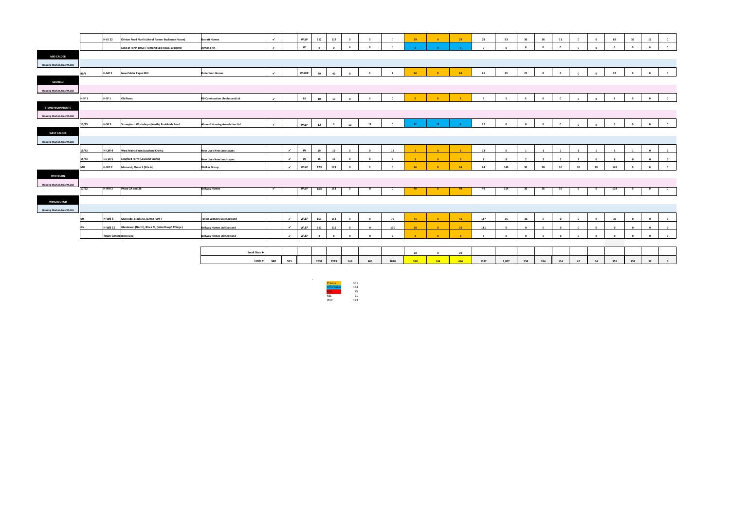| | | | | | | | | | | | | | | | | | | | | | | | | | | | | |
|---|---|---|---|---|---|---|---|---|---|---|---|---|---|---|---|---|---|---|---|---|---|---|---|---|---|---|---|---|
| | | H-LV 22 | Kirkton Road North (site of former Buchanan House) | Barratt Homes | ✓ | | WLLP | 112 | 112 | 0 | 0 | 0 | 29 | 0 | 29 | 29 | 83 | 36 | 36 | 11 | 0 | 0 | 83 | 36 | 11 | 0 |
| | | | Land at Forth Drive / Almond East Road, Craigshill | Almond HA | ✓ | | W | 9 | 0 | 9 | 9 | 0 | 9 | 9 | 0 | 9 | 0 | 0 | 0 | 0 | 0 | 0 | 0 | 0 | 0 | 0 |
| **MID CALDER** | | | | | | | | | | | | | | | | | | | | | | | | | | |
| Housing Market Area WLC01 | | | | | | | | | | | | | | | | | | | | | | | | | | |
| | 99/4 | H-MC 1 | New Calder Paper Mill | Robertson Homes | ✓ | | WLLDP | 49 | 49 | 0 | 0 | 2 | 24 | 0 | 24 | 26 | 23 | 23 | 0 | 0 | 0 | 0 | 23 | 0 | 0 | 0 |
| **SEAFIELD** | | | | | | | | | | | | | | | | | | | | | | | | | | |
| Housing Market Area WLC02 | | | | | | | | | | | | | | | | | | | | | | | | | | |
| | H-SF 1 | H-SF 1 | Old Rows | RB Construction (Redhouse) Ltd | ✓ | | BS | 10 | 10 | 0 | 0 | 0 | 5 | 0 | 5 | 5 | 5 | 5 | 0 | 0 | 0 | 0 | 8 | 0 | 0 | 0 |
| **STONEYBURN/BENTS** | | | | | | | | | | | | | | | | | | | | | | | | | | |
| Housing Market Area WLC02 | | | | | | | | | | | | | | | | | | | | | | | | | | |
| | 13/15 | H-SB 3 | Stoneyburn Workshops (North), Foulshiels Road | Almond Housing Association Ltd | ✓ | | WLLP | 12 | 0 | 12 | 12 | 0 | 12 | 12 | 0 | 12 | 0 | 0 | 0 | 0 | 0 | 0 | 0 | 0 | 0 | 0 |
| **WEST CALDER** | | | | | | | | | | | | | | | | | | | | | | | | | | |
| Housing Market Area WLC01 | | | | | | | | | | | | | | | | | | | | | | | | | | |
| | 15/43 | H-LW 4 | West Mains Farm (Lowland Crofts) | New Lives New Landscapes | | ✓ | W | 19 | 19 | 0 | 0 | 12 | 1 | 0 | 1 | 13 | 6 | 1 | 1 | 1 | 1 | 1 | 5 | 1 | 0 | 0 |
| | 15/43 | H-LW 5 | Longford Farm (Lowland Crofts) | New Lives New Landscapes | | ✓ | W | 15 | 15 | 0 | 0 | 4 | 3 | 0 | 3 | 7 | 8 | 2 | 2 | 2 | 2 | 0 | 8 | 0 | 0 | 0 |
| | MO | H-WC 2 | Mossend, Phase 1 (Site A) | Walker Group | | ✓ | WLLP | 173 | 173 | 0 | 0 | 0 | 24 | 0 | 24 | 24 | 149 | 30 | 30 | 30 | 30 | 29 | 149 | 0 | 0 | 0 |
| **WHITBURN** | | | | | | | | | | | | | | | | | | | | | | | | | | |
| Housing Market Area WLC02 | | | | | | | | | | | | | | | | | | | | | | | | | | |
| | 17/22 | H-WH 3 | Phase 2A and 2B | Bellway Homes | ✓ | | WLLP | 163 | 163 | 0 | 0 | 0 | 49 | 0 | 49 | 49 | 114 | 36 | 36 | 36 | 6 | 0 | 114 | 0 | 0 | 0 |
| **WINCHBURGH** | | | | | | | | | | | | | | | | | | | | | | | | | | |
| Housing Market Area WLC01 | | | | | | | | | | | | | | | | | | | | | | | | | | |
| | MS | H-WB 5 | Myreside, Block AA, (*Seton Park*) | Taylor Wimpey East Scotland | | ✓ | WLLP | 153 | 153 | 0 | 0 | 76 | 41 | 0 | 41 | 117 | 36 | 36 | 0 | 0 | 0 | 0 | 36 | 0 | 0 | 0 |
| | GN | H-WB 11 | Glendevon (North), Block M, (*Winchburgh Village*) | Bellway Homes Ltd Scotland | | ✓ | WLLP | 111 | 111 | 0 | 0 | 101 | 10 | 0 | 10 | 111 | 0 | 0 | 0 | 0 | 0 | 0 | 0 | 0 | 0 | 0 |
| | | Town Centre Block Q3B | | Bellway Homes Ltd Scotland | | ✓ | WLLP | 8 | 8 | 0 | 0 | 0 | 8 | 0 | 8 | 8 | 0 | 0 | 0 | 0 | 0 | 0 | 0 | 0 | 0 | 0 |
| | | | | Small Sites ▶ | | | | | | | | | 20 | 0 | 20 | | | | | | | | | | | |
| | | | | Totals ▶ | 340 | 515 | | 2657 | 2229 | 149 | 460 | 1028 | 590 | 144 | 446 | 1332 | 1,057 | 558 | 314 | 114 | 42 | 64 | 958 | 151 | 52 | 0 |

| | |
|---|---|
| Private | 361 |
| Affordable | 134 |
| Mix | 75 |
| RSL | 21 |
| WLC | 123 |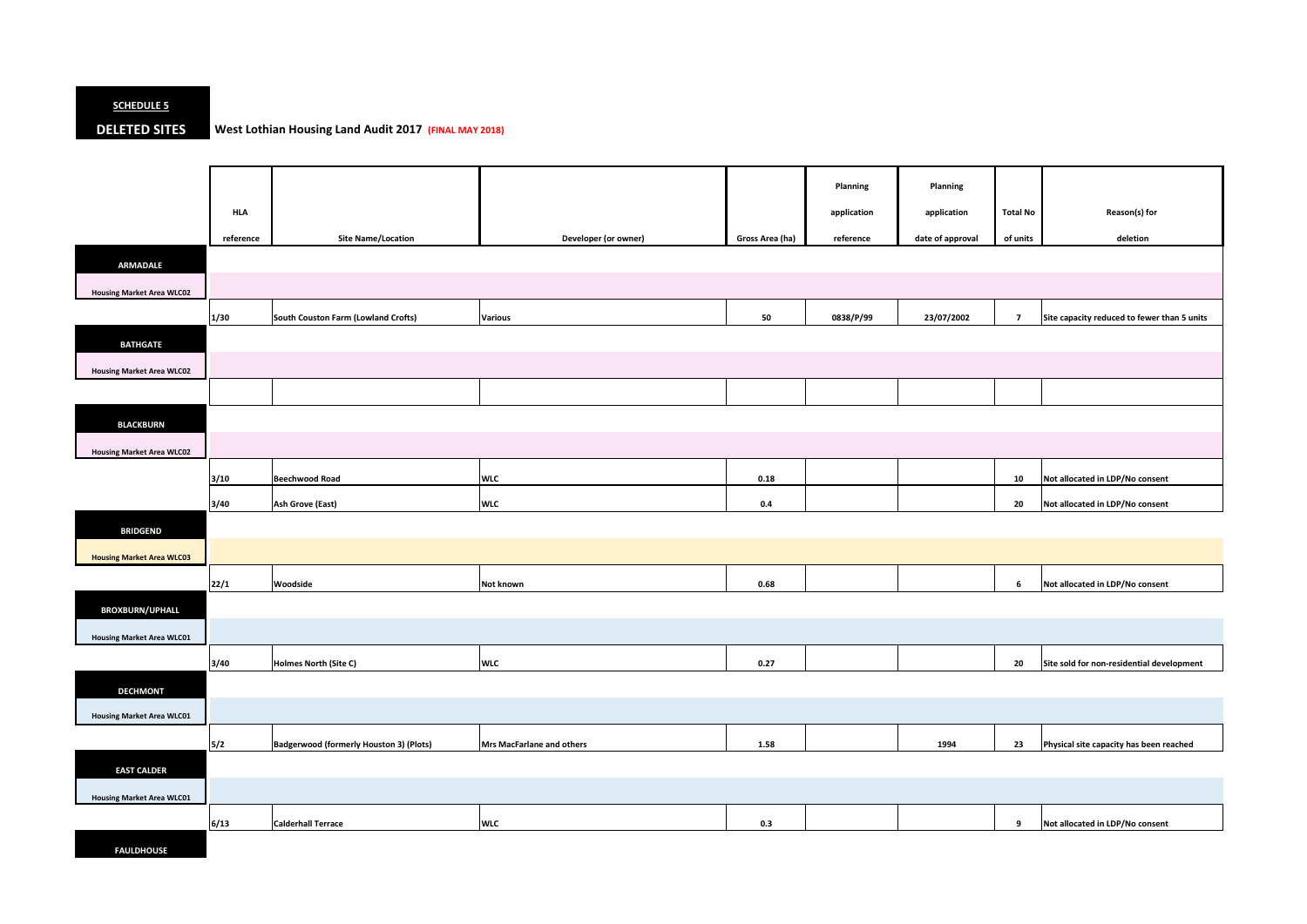**SCHEDULE 5**

**DELETED SITES** **West Lothian Housing Land Audit 2017 (FINAL MAY 2018)**

| | HLA reference | Site Name/Location | Developer (or owner) | Gross Area (ha) | Planning application reference | Planning application date of approval | Total No of units | Reason(s) for deletion |
|---|---|---|---|---|---|---|---|---|
| **ARMADALE** | | | | | | | | |
| **Housing Market Area WLC02** | | | | | | | | |
| | 1/30 | South Couston Farm (Lowland Crofts) | Various | 50 | 0838/P/99 | 23/07/2002 | 7 | Site capacity reduced to fewer than 5 units |
| **BATHGATE** | | | | | | | | |
| **Housing Market Area WLC02** | | | | | | | | |
| | | | | | | | | |
| **BLACKBURN** | | | | | | | | |
| **Housing Market Area WLC02** | | | | | | | | |
| | 3/10 | Beechwood Road | WLC | 0.18 | | | 10 | Not allocated in LDP/No consent |
| | 3/40 | Ash Grove (East) | WLC | 0.4 | | | 20 | Not allocated in LDP/No consent |
| **BRIDGEND** | | | | | | | | |
| **Housing Market Area WLC03** | | | | | | | | |
| | 22/1 | Woodside | Not known | 0.68 | | | 6 | Not allocated in LDP/No consent |
| **BROXBURN/UPHALL** | | | | | | | | |
| **Housing Market Area WLC01** | | | | | | | | |
| | 3/40 | Holmes North (Site C) | WLC | 0.27 | | | 20 | Site sold for non-residential development |
| **DECHMONT** | | | | | | | | |
| **Housing Market Area WLC01** | | | | | | | | |
| | 5/2 | Badgerwood (formerly Houston 3) (Plots) | Mrs MacFarlane and others | 1.58 | | 1994 | 23 | Physical site capacity has been reached |
| **EAST CALDER** | | | | | | | | |
| **Housing Market Area WLC01** | | | | | | | | |
| | 6/13 | Calderhall Terrace | WLC | 0.3 | | | 9 | Not allocated in LDP/No consent |
| **FAULDHOUSE** | | | | | | | | |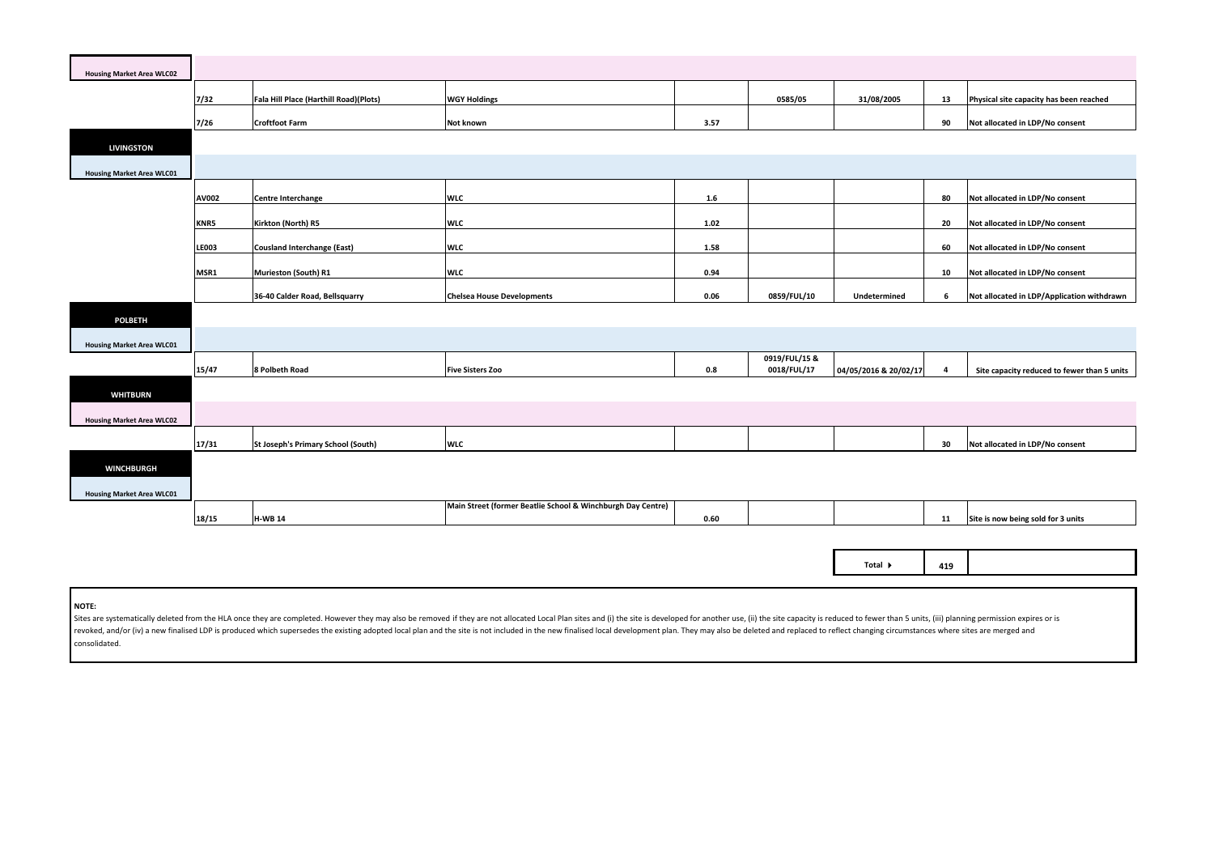| | | | | | | | | |
|---|---|---|---|---|---|---|---|---|
| **Housing Market Area WLC02** | | | | | | | | |
| | 7/32 | Fala Hill Place (Harthill Road)(Plots) | WGY Holdings | | 0585/05 | 31/08/2005 | 13 | Physical site capacity has been reached |
| | 7/26 | Croftfoot Farm | Not known | 3.57 | | | 90 | Not allocated in LDP/No consent |
| **LIVINGSTON** | | | | | | | | |
| **Housing Market Area WLC01** | | | | | | | | |
| | AV002 | Centre Interchange | WLC | 1.6 | | | 80 | Not allocated in LDP/No consent |
| | KNR5 | Kirkton (North) R5 | WLC | 1.02 | | | 20 | Not allocated in LDP/No consent |
| | LE003 | Cousland Interchange (East) | WLC | 1.58 | | | 60 | Not allocated in LDP/No consent |
| | MSR1 | Murieston (South) R1 | WLC | 0.94 | | | 10 | Not allocated in LDP/No consent |
| | | 36-40 Calder Road, Bellsquarry | Chelsea House Developments | 0.06 | 0859/FUL/10 | Undetermined | 6 | Not allocated in LDP/Application withdrawn |
| **POLBETH** | | | | | | | | |
| **Housing Market Area WLC01** | | | | | | | | |
| | 15/47 | 8 Polbeth Road | Five Sisters Zoo | 0.8 | 0919/FUL/15 & 0018/FUL/17 | 04/05/2016 & 20/02/17 | 4 | Site capacity reduced to fewer than 5 units |
| **WHITBURN** | | | | | | | | |
| **Housing Market Area WLC02** | | | | | | | | |
| | 17/31 | St Joseph's Primary School (South) | WLC | | | | 30 | Not allocated in LDP/No consent |
| **WINCHBURGH** | | | | | | | | |
| **Housing Market Area WLC01** | | | | | | | | |
| | 18/15 | H-WB 14 | Main Street (former Beatlie School & Winchburgh Day Centre) | 0.60 | | | 11 | Site is now being sold for 3 units |
| | | | | | | Total ▶ | 419 | |

**NOTE:**
Sites are systematically deleted from the HLA once they are completed. However they may also be removed if they are not allocated Local Plan sites and (i) the site is developed for another use, (ii) the site capacity is reduced to fewer than 5 units, (iii) planning permission expires or is revoked, and/or (iv) a new finalised LDP is produced which supersedes the existing adopted local plan and the site is not included in the new finalised local development plan. They may also be deleted and replaced to reflect changing circumstances where sites are merged and consolidated.